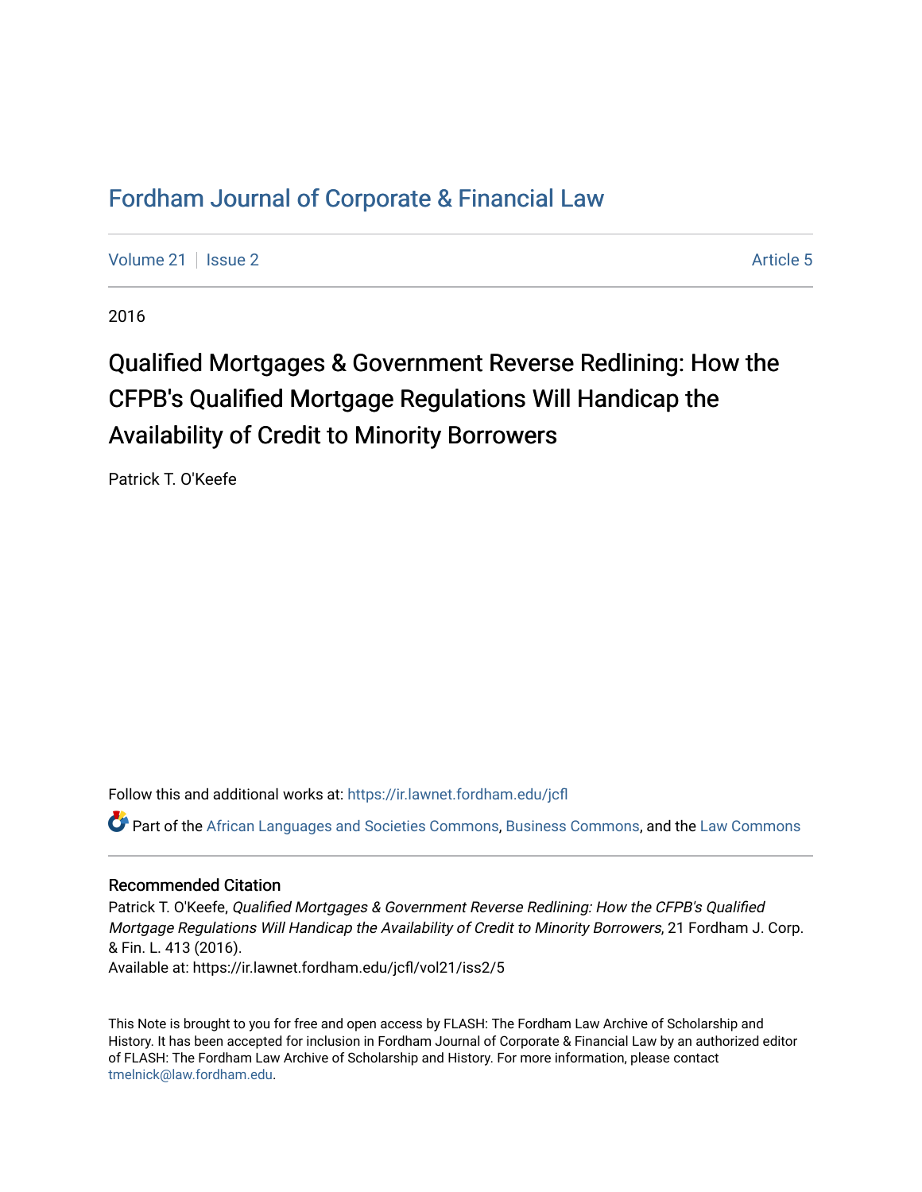# Fordham Journal of Corporate & Financial Law

Volume 21 | Issue 2 | Article 5

2016

## Qualified Mortgages & Government Reverse Redlining: How the CFPB's Qualified Mortgage Regulations Will Handicap the Availability of Credit to Minority Borrowers

Patrick T. O'Keefe

Follow this and additional works at: https://ir.lawnet.fordham.edu/jcfl

Part of the African Languages and Societies Commons, Business Commons, and the Law Commons

### Recommended Citation

Patrick T. O'Keefe, *Qualified Mortgages & Government Reverse Redlining: How the CFPB's Qualified Mortgage Regulations Will Handicap the Availability of Credit to Minority Borrowers*, 21 Fordham J. Corp. & Fin. L. 413 (2016).
Available at: https://ir.lawnet.fordham.edu/jcfl/vol21/iss2/5

This Note is brought to you for free and open access by FLASH: The Fordham Law Archive of Scholarship and History. It has been accepted for inclusion in Fordham Journal of Corporate & Financial Law by an authorized editor of FLASH: The Fordham Law Archive of Scholarship and History. For more information, please contact tmelnick@law.fordham.edu.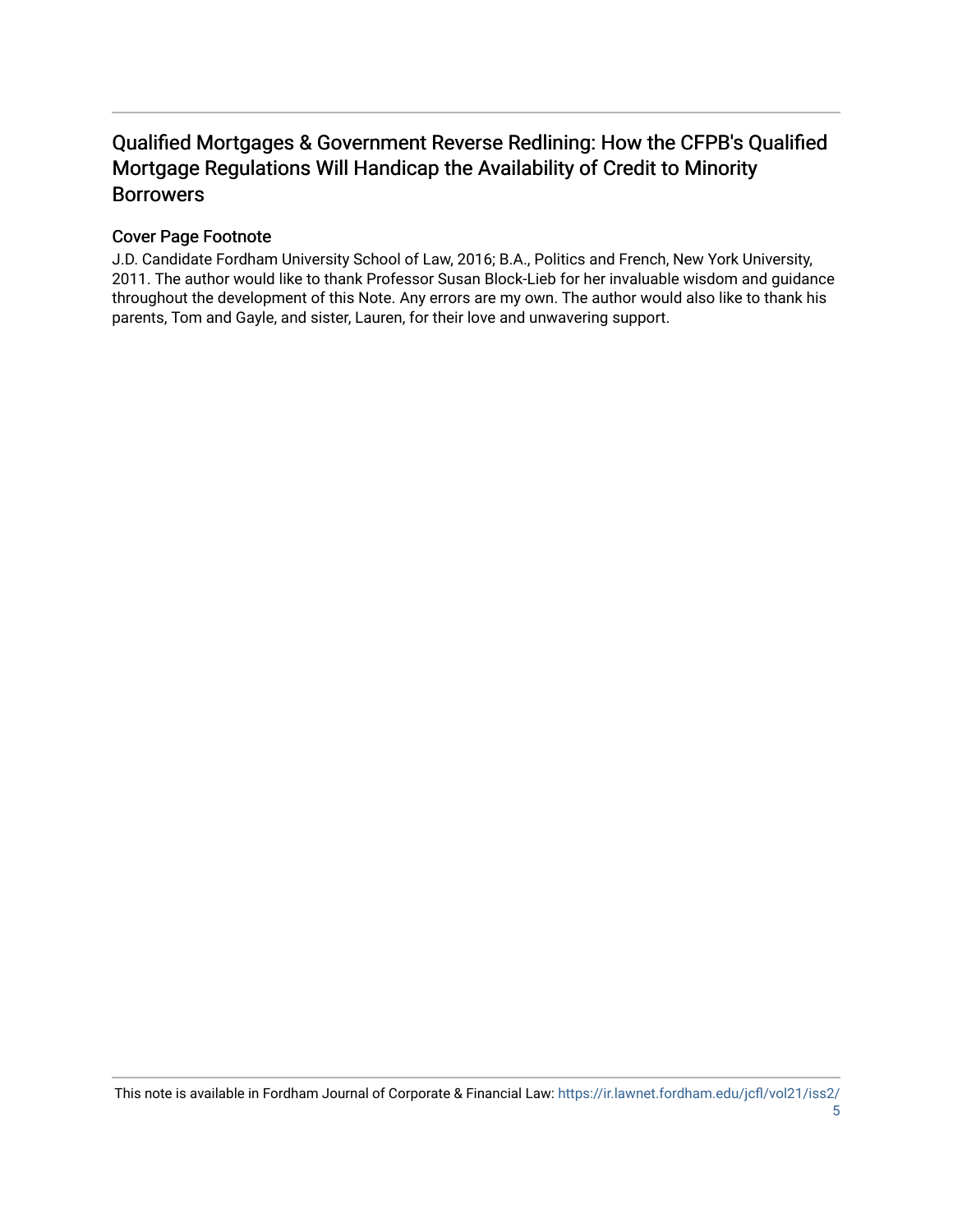## Qualified Mortgages & Government Reverse Redlining: How the CFPB's Qualified Mortgage Regulations Will Handicap the Availability of Credit to Minority Borrowers

### Cover Page Footnote

J.D. Candidate Fordham University School of Law, 2016; B.A., Politics and French, New York University, 2011. The author would like to thank Professor Susan Block-Lieb for her invaluable wisdom and guidance throughout the development of this Note. Any errors are my own. The author would also like to thank his parents, Tom and Gayle, and sister, Lauren, for their love and unwavering support.

This note is available in Fordham Journal of Corporate & Financial Law: https://ir.lawnet.fordham.edu/jcfl/vol21/iss2/5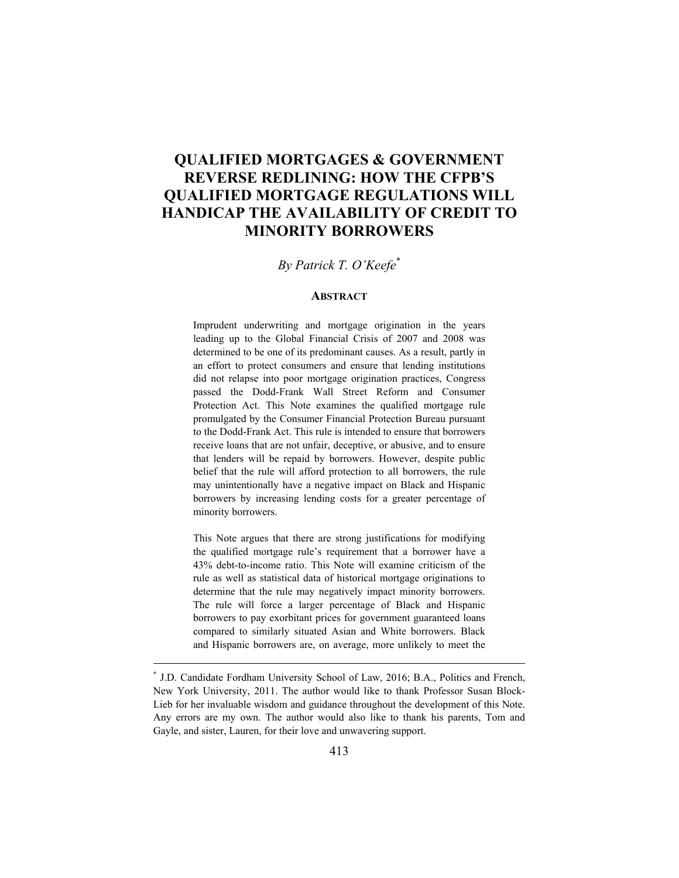# QUALIFIED MORTGAGES & GOVERNMENT REVERSE REDLINING: HOW THE CFPB'S QUALIFIED MORTGAGE REGULATIONS WILL HANDICAP THE AVAILABILITY OF CREDIT TO MINORITY BORROWERS

*By Patrick T. O'Keefe*[*]

## ABSTRACT

Imprudent underwriting and mortgage origination in the years leading up to the Global Financial Crisis of 2007 and 2008 was determined to be one of its predominant causes. As a result, partly in an effort to protect consumers and ensure that lending institutions did not relapse into poor mortgage origination practices, Congress passed the Dodd-Frank Wall Street Reform and Consumer Protection Act. This Note examines the qualified mortgage rule promulgated by the Consumer Financial Protection Bureau pursuant to the Dodd-Frank Act. This rule is intended to ensure that borrowers receive loans that are not unfair, deceptive, or abusive, and to ensure that lenders will be repaid by borrowers. However, despite public belief that the rule will afford protection to all borrowers, the rule may unintentionally have a negative impact on Black and Hispanic borrowers by increasing lending costs for a greater percentage of minority borrowers.

This Note argues that there are strong justifications for modifying the qualified mortgage rule's requirement that a borrower have a 43% debt-to-income ratio. This Note will examine criticism of the rule as well as statistical data of historical mortgage originations to determine that the rule may negatively impact minority borrowers. The rule will force a larger percentage of Black and Hispanic borrowers to pay exorbitant prices for government guaranteed loans compared to similarly situated Asian and White borrowers. Black and Hispanic borrowers are, on average, more unlikely to meet the

---

[*] J.D. Candidate Fordham University School of Law, 2016; B.A., Politics and French, New York University, 2011. The author would like to thank Professor Susan Block-Lieb for her invaluable wisdom and guidance throughout the development of this Note. Any errors are my own. The author would also like to thank his parents, Tom and Gayle, and sister, Lauren, for their love and unwavering support.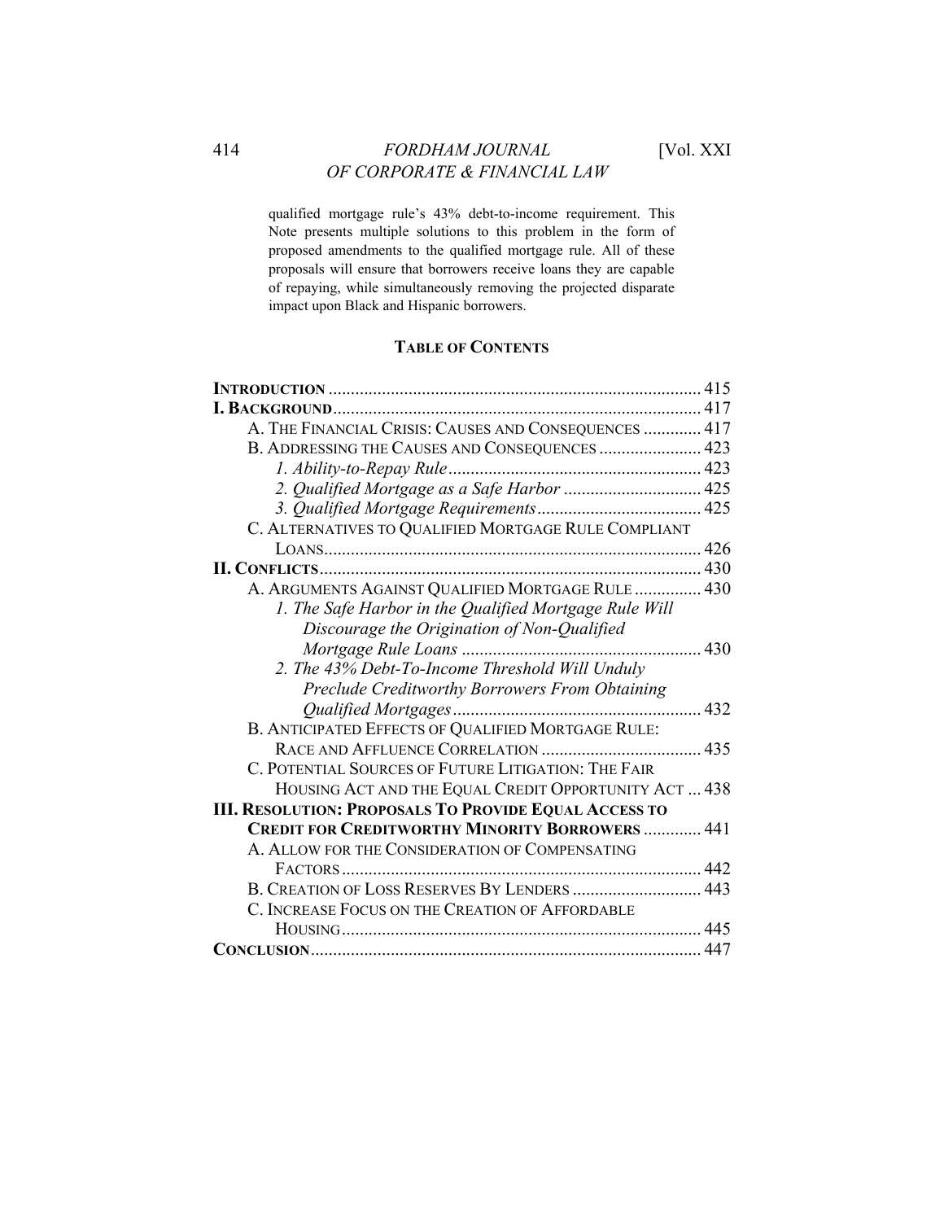qualified mortgage rule's 43% debt-to-income requirement. This Note presents multiple solutions to this problem in the form of proposed amendments to the qualified mortgage rule. All of these proposals will ensure that borrowers receive loans they are capable of repaying, while simultaneously removing the projected disparate impact upon Black and Hispanic borrowers.

## TABLE OF CONTENTS

**INTRODUCTION** ..... 415
**I. BACKGROUND** ..... 417
- A. THE FINANCIAL CRISIS: CAUSES AND CONSEQUENCES ..... 417
- B. ADDRESSING THE CAUSES AND CONSEQUENCES ..... 423
  - *1. Ability-to-Repay Rule* ..... 423
  - *2. Qualified Mortgage as a Safe Harbor* ..... 425
  - *3. Qualified Mortgage Requirements* ..... 425
- C. ALTERNATIVES TO QUALIFIED MORTGAGE RULE COMPLIANT LOANS ..... 426

**II. CONFLICTS** ..... 430
- A. ARGUMENTS AGAINST QUALIFIED MORTGAGE RULE ..... 430
  - *1. The Safe Harbor in the Qualified Mortgage Rule Will Discourage the Origination of Non-Qualified Mortgage Rule Loans* ..... 430
  - *2. The 43% Debt-To-Income Threshold Will Unduly Preclude Creditworthy Borrowers From Obtaining Qualified Mortgages* ..... 432
- B. ANTICIPATED EFFECTS OF QUALIFIED MORTGAGE RULE: RACE AND AFFLUENCE CORRELATION ..... 435
- C. POTENTIAL SOURCES OF FUTURE LITIGATION: THE FAIR HOUSING ACT AND THE EQUAL CREDIT OPPORTUNITY ACT ..... 438

**III. RESOLUTION: PROPOSALS TO PROVIDE EQUAL ACCESS TO CREDIT FOR CREDITWORTHY MINORITY BORROWERS** ..... 441
- A. ALLOW FOR THE CONSIDERATION OF COMPENSATING FACTORS ..... 442
- B. CREATION OF LOSS RESERVES BY LENDERS ..... 443
- C. INCREASE FOCUS ON THE CREATION OF AFFORDABLE HOUSING ..... 445

**CONCLUSION** ..... 447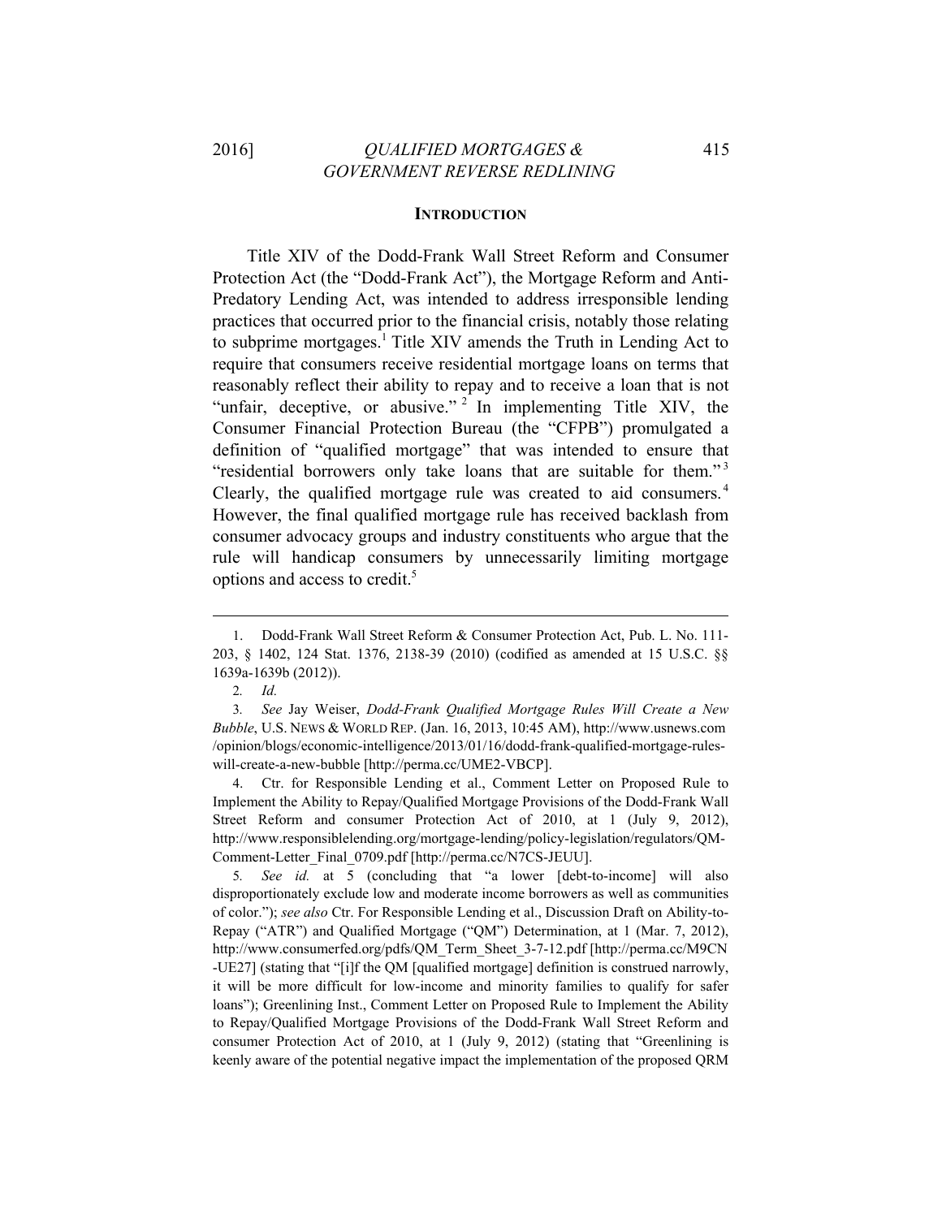## INTRODUCTION

Title XIV of the Dodd-Frank Wall Street Reform and Consumer Protection Act (the "Dodd-Frank Act"), the Mortgage Reform and Anti-Predatory Lending Act, was intended to address irresponsible lending practices that occurred prior to the financial crisis, notably those relating to subprime mortgages.[1] Title XIV amends the Truth in Lending Act to require that consumers receive residential mortgage loans on terms that reasonably reflect their ability to repay and to receive a loan that is not "unfair, deceptive, or abusive."[2] In implementing Title XIV, the Consumer Financial Protection Bureau (the "CFPB") promulgated a definition of "qualified mortgage" that was intended to ensure that "residential borrowers only take loans that are suitable for them."[3] Clearly, the qualified mortgage rule was created to aid consumers.[4] However, the final qualified mortgage rule has received backlash from consumer advocacy groups and industry constituents who argue that the rule will handicap consumers by unnecessarily limiting mortgage options and access to credit.[5]

---

1. Dodd-Frank Wall Street Reform & Consumer Protection Act, Pub. L. No. 111-203, § 1402, 124 Stat. 1376, 2138-39 (2010) (codified as amended at 15 U.S.C. §§ 1639a-1639b (2012)).

2. *Id.*

3. *See* Jay Weiser, *Dodd-Frank Qualified Mortgage Rules Will Create a New Bubble*, U.S. NEWS & WORLD REP. (Jan. 16, 2013, 10:45 AM), http://www.usnews.com/opinion/blogs/economic-intelligence/2013/01/16/dodd-frank-qualified-mortgage-rules-will-create-a-new-bubble [http://perma.cc/UME2-VBCP].

4. Ctr. for Responsible Lending et al., Comment Letter on Proposed Rule to Implement the Ability to Repay/Qualified Mortgage Provisions of the Dodd-Frank Wall Street Reform and consumer Protection Act of 2010, at 1 (July 9, 2012), http://www.responsiblelending.org/mortgage-lending/policy-legislation/regulators/QM-Comment-Letter_Final_0709.pdf [http://perma.cc/N7CS-JEUU].

5. *See id.* at 5 (concluding that "a lower [debt-to-income] will also disproportionately exclude low and moderate income borrowers as well as communities of color."); *see also* Ctr. For Responsible Lending et al., Discussion Draft on Ability-to-Repay ("ATR") and Qualified Mortgage ("QM") Determination, at 1 (Mar. 7, 2012), http://www.consumerfed.org/pdfs/QM_Term_Sheet_3-7-12.pdf [http://perma.cc/M9CN-UE27] (stating that "[i]f the QM [qualified mortgage] definition is construed narrowly, it will be more difficult for low-income and minority families to qualify for safer loans"); Greenlining Inst., Comment Letter on Proposed Rule to Implement the Ability to Repay/Qualified Mortgage Provisions of the Dodd-Frank Wall Street Reform and consumer Protection Act of 2010, at 1 (July 9, 2012) (stating that "Greenlining is keenly aware of the potential negative impact the implementation of the proposed QRM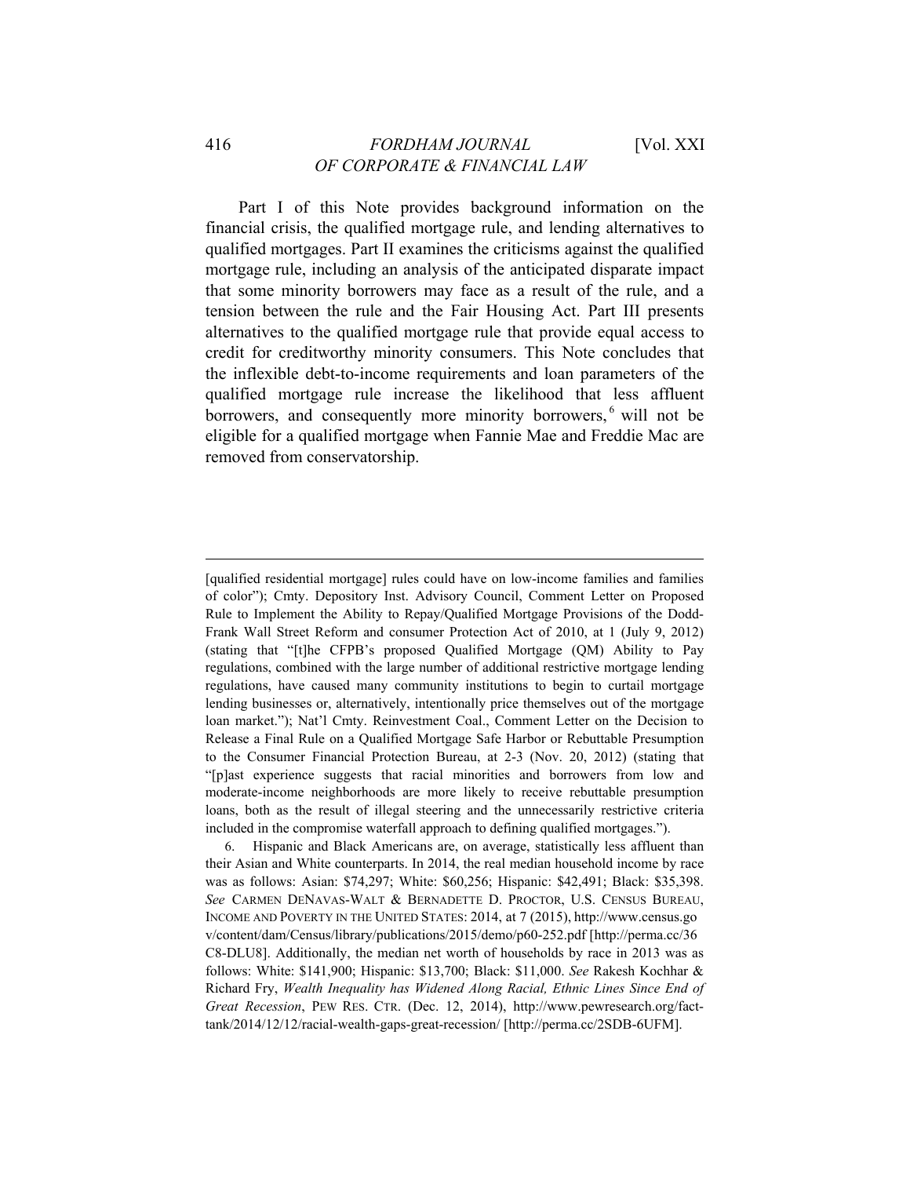Part I of this Note provides background information on the financial crisis, the qualified mortgage rule, and lending alternatives to qualified mortgages. Part II examines the criticisms against the qualified mortgage rule, including an analysis of the anticipated disparate impact that some minority borrowers may face as a result of the rule, and a tension between the rule and the Fair Housing Act. Part III presents alternatives to the qualified mortgage rule that provide equal access to credit for creditworthy minority consumers. This Note concludes that the inflexible debt-to-income requirements and loan parameters of the qualified mortgage rule increase the likelihood that less affluent borrowers, and consequently more minority borrowers,[6] will not be eligible for a qualified mortgage when Fannie Mae and Freddie Mac are removed from conservatorship.

---

[qualified residential mortgage] rules could have on low-income families and families of color"); Cmty. Depository Inst. Advisory Council, Comment Letter on Proposed Rule to Implement the Ability to Repay/Qualified Mortgage Provisions of the Dodd-Frank Wall Street Reform and consumer Protection Act of 2010, at 1 (July 9, 2012) (stating that "[t]he CFPB's proposed Qualified Mortgage (QM) Ability to Pay regulations, combined with the large number of additional restrictive mortgage lending regulations, have caused many community institutions to begin to curtail mortgage lending businesses or, alternatively, intentionally price themselves out of the mortgage loan market."); Nat'l Cmty. Reinvestment Coal., Comment Letter on the Decision to Release a Final Rule on a Qualified Mortgage Safe Harbor or Rebuttable Presumption to the Consumer Financial Protection Bureau, at 2-3 (Nov. 20, 2012) (stating that "[p]ast experience suggests that racial minorities and borrowers from low and moderate-income neighborhoods are more likely to receive rebuttable presumption loans, both as the result of illegal steering and the unnecessarily restrictive criteria included in the compromise waterfall approach to defining qualified mortgages.").

6. Hispanic and Black Americans are, on average, statistically less affluent than their Asian and White counterparts. In 2014, the real median household income by race was as follows: Asian: $74,297; White: $60,256; Hispanic: $42,491; Black: $35,398. *See* CARMEN DENAVAS-WALT & BERNADETTE D. PROCTOR, U.S. CENSUS BUREAU, INCOME AND POVERTY IN THE UNITED STATES: 2014, at 7 (2015), http://www.census.gov/content/dam/Census/library/publications/2015/demo/p60-252.pdf [http://perma.cc/36C8-DLU8]. Additionally, the median net worth of households by race in 2013 was as follows: White: $141,900; Hispanic: $13,700; Black: $11,000. *See* Rakesh Kochhar & Richard Fry, *Wealth Inequality has Widened Along Racial, Ethnic Lines Since End of Great Recession*, PEW RES. CTR. (Dec. 12, 2014), http://www.pewresearch.org/fact-tank/2014/12/12/racial-wealth-gaps-great-recession/ [http://perma.cc/2SDB-6UFM].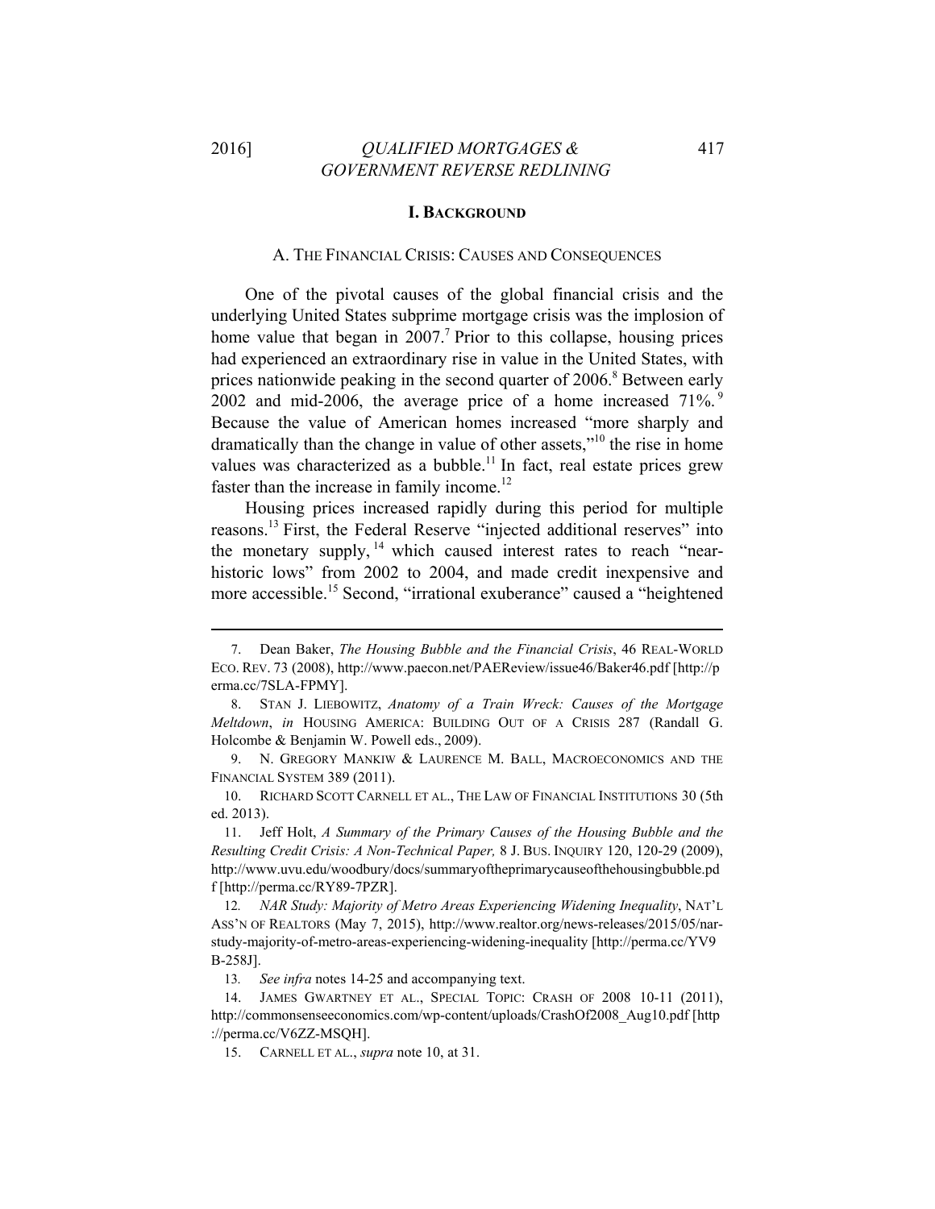## I. BACKGROUND

### A. THE FINANCIAL CRISIS: CAUSES AND CONSEQUENCES

One of the pivotal causes of the global financial crisis and the underlying United States subprime mortgage crisis was the implosion of home value that began in 2007.[7] Prior to this collapse, housing prices had experienced an extraordinary rise in value in the United States, with prices nationwide peaking in the second quarter of 2006.[8] Between early 2002 and mid-2006, the average price of a home increased 71%.[9] Because the value of American homes increased "more sharply and dramatically than the change in value of other assets,"[10] the rise in home values was characterized as a bubble.[11] In fact, real estate prices grew faster than the increase in family income.[12]

Housing prices increased rapidly during this period for multiple reasons.[13] First, the Federal Reserve "injected additional reserves" into the monetary supply,[14] which caused interest rates to reach "near-historic lows" from 2002 to 2004, and made credit inexpensive and more accessible.[15] Second, "irrational exuberance" caused a "heightened

---

7. Dean Baker, *The Housing Bubble and the Financial Crisis*, 46 REAL-WORLD ECO. REV. 73 (2008), http://www.paecon.net/PAEReview/issue46/Baker46.pdf [http://perma.cc/7SLA-FPMY].

8. STAN J. LIEBOWITZ, *Anatomy of a Train Wreck: Causes of the Mortgage Meltdown*, *in* HOUSING AMERICA: BUILDING OUT OF A CRISIS 287 (Randall G. Holcombe & Benjamin W. Powell eds., 2009).

9. N. GREGORY MANKIW & LAURENCE M. BALL, MACROECONOMICS AND THE FINANCIAL SYSTEM 389 (2011).

10. RICHARD SCOTT CARNELL ET AL., THE LAW OF FINANCIAL INSTITUTIONS 30 (5th ed. 2013).

11. Jeff Holt, *A Summary of the Primary Causes of the Housing Bubble and the Resulting Credit Crisis: A Non-Technical Paper,* 8 J. BUS. INQUIRY 120, 120-29 (2009), http://www.uvu.edu/woodbury/docs/summaryoftheprimarycauseofthehousingbubble.pdf [http://perma.cc/RY89-7PZR].

12. *NAR Study: Majority of Metro Areas Experiencing Widening Inequality*, NAT'L ASS'N OF REALTORS (May 7, 2015), http://www.realtor.org/news-releases/2015/05/nar-study-majority-of-metro-areas-experiencing-widening-inequality [http://perma.cc/YV9B-258J].

13. *See infra* notes 14-25 and accompanying text.

14. JAMES GWARTNEY ET AL., SPECIAL TOPIC: CRASH OF 2008 10-11 (2011), http://commonsenseeconomics.com/wp-content/uploads/CrashOf2008_Aug10.pdf [http://perma.cc/V6ZZ-MSQH].

15. CARNELL ET AL., *supra* note 10, at 31.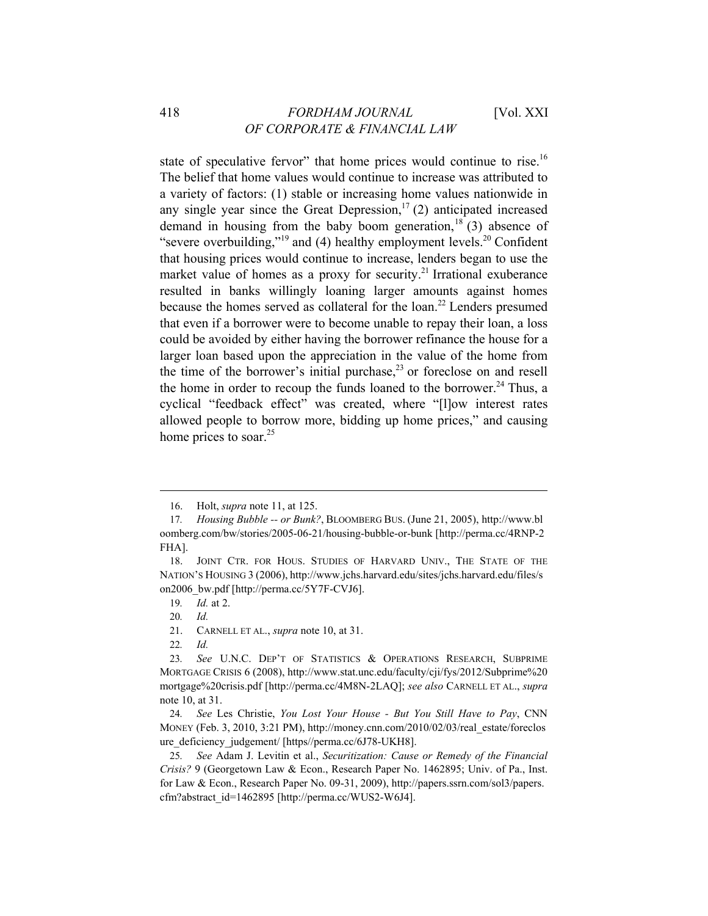state of speculative fervor" that home prices would continue to rise.[16] The belief that home values would continue to increase was attributed to a variety of factors: (1) stable or increasing home values nationwide in any single year since the Great Depression,[17] (2) anticipated increased demand in housing from the baby boom generation,[18] (3) absence of "severe overbuilding,"[19] and (4) healthy employment levels.[20] Confident that housing prices would continue to increase, lenders began to use the market value of homes as a proxy for security.[21] Irrational exuberance resulted in banks willingly loaning larger amounts against homes because the homes served as collateral for the loan.[22] Lenders presumed that even if a borrower were to become unable to repay their loan, a loss could be avoided by either having the borrower refinance the house for a larger loan based upon the appreciation in the value of the home from the time of the borrower's initial purchase,[23] or foreclose on and resell the home in order to recoup the funds loaned to the borrower.[24] Thus, a cyclical "feedback effect" was created, where "[l]ow interest rates allowed people to borrow more, bidding up home prices," and causing home prices to soar.[25]

---

16. Holt, *supra* note 11, at 125.

17. *Housing Bubble -- or Bunk?*, BLOOMBERG BUS. (June 21, 2005), http://www.bloomberg.com/bw/stories/2005-06-21/housing-bubble-or-bunk [http://perma.cc/4RNP-2FHA].

18. JOINT CTR. FOR HOUS. STUDIES OF HARVARD UNIV., THE STATE OF THE NATION'S HOUSING 3 (2006), http://www.jchs.harvard.edu/sites/jchs.harvard.edu/files/son2006_bw.pdf [http://perma.cc/5Y7F-CVJ6].

19. *Id.* at 2.

20. *Id.*

21. CARNELL ET AL., *supra* note 10, at 31.

22. *Id.*

23. *See* U.N.C. DEP'T OF STATISTICS & OPERATIONS RESEARCH, SUBPRIME MORTGAGE CRISIS 6 (2008), http://www.stat.unc.edu/faculty/cji/fys/2012/Subprime%20mortgage%20crisis.pdf [http://perma.cc/4M8N-2LAQ]; *see also* CARNELL ET AL., *supra* note 10, at 31.

24. *See* Les Christie, *You Lost Your House - But You Still Have to Pay*, CNN MONEY (Feb. 3, 2010, 3:21 PM), http://money.cnn.com/2010/02/03/real_estate/foreclosure_deficiency_judgement/ [https//perma.cc/6J78-UKH8].

25. *See* Adam J. Levitin et al., *Securitization: Cause or Remedy of the Financial Crisis?* 9 (Georgetown Law & Econ., Research Paper No. 1462895; Univ. of Pa., Inst. for Law & Econ., Research Paper No. 09-31, 2009), http://papers.ssrn.com/sol3/papers.cfm?abstract_id=1462895 [http://perma.cc/WUS2-W6J4].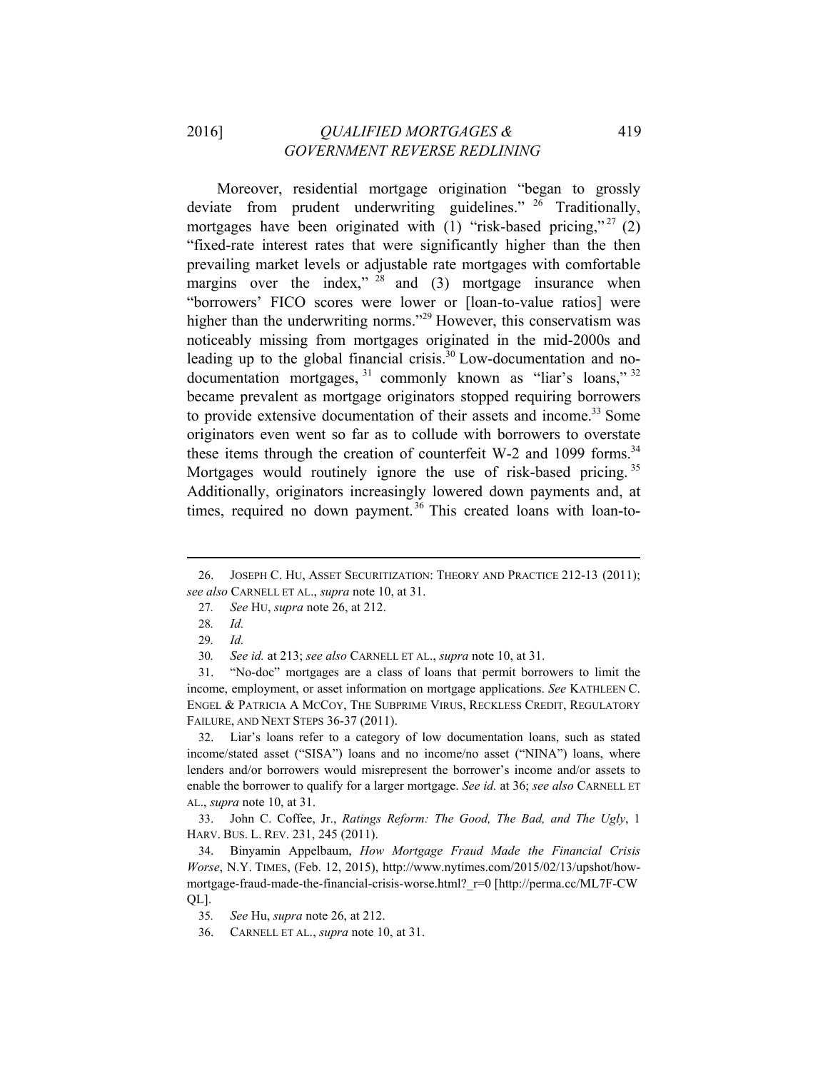Moreover, residential mortgage origination "began to grossly deviate from prudent underwriting guidelines."[26] Traditionally, mortgages have been originated with (1) "risk-based pricing,"[27] (2) "fixed-rate interest rates that were significantly higher than the then prevailing market levels or adjustable rate mortgages with comfortable margins over the index,"[28] and (3) mortgage insurance when "borrowers' FICO scores were lower or [loan-to-value ratios] were higher than the underwriting norms."[29] However, this conservatism was noticeably missing from mortgages originated in the mid-2000s and leading up to the global financial crisis.[30] Low-documentation and no-documentation mortgages,[31] commonly known as "liar's loans,"[32] became prevalent as mortgage originators stopped requiring borrowers to provide extensive documentation of their assets and income.[33] Some originators even went so far as to collude with borrowers to overstate these items through the creation of counterfeit W-2 and 1099 forms.[34] Mortgages would routinely ignore the use of risk-based pricing.[35] Additionally, originators increasingly lowered down payments and, at times, required no down payment.[36] This created loans with loan-to-

---

26. JOSEPH C. HU, ASSET SECURITIZATION: THEORY AND PRACTICE 212-13 (2011); *see also* CARNELL ET AL., *supra* note 10, at 31.

27. *See* HU, *supra* note 26, at 212.

28. *Id.*

29. *Id.*

30. *See id.* at 213; *see also* CARNELL ET AL., *supra* note 10, at 31.

31. "No-doc" mortgages are a class of loans that permit borrowers to limit the income, employment, or asset information on mortgage applications. *See* KATHLEEN C. ENGEL & PATRICIA A MCCOY, THE SUBPRIME VIRUS, RECKLESS CREDIT, REGULATORY FAILURE, AND NEXT STEPS 36-37 (2011).

32. Liar's loans refer to a category of low documentation loans, such as stated income/stated asset ("SISA") loans and no income/no asset ("NINA") loans, where lenders and/or borrowers would misrepresent the borrower's income and/or assets to enable the borrower to qualify for a larger mortgage. *See id.* at 36; *see also* CARNELL ET AL., *supra* note 10, at 31.

33. John C. Coffee, Jr., *Ratings Reform: The Good, The Bad, and The Ugly*, 1 HARV. BUS. L. REV. 231, 245 (2011).

34. Binyamin Appelbaum, *How Mortgage Fraud Made the Financial Crisis Worse*, N.Y. TIMES, (Feb. 12, 2015), http://www.nytimes.com/2015/02/13/upshot/how-mortgage-fraud-made-the-financial-crisis-worse.html?_r=0 [http://perma.cc/ML7F-CWQL].

35. *See* Hu, *supra* note 26, at 212.

36. CARNELL ET AL., *supra* note 10, at 31.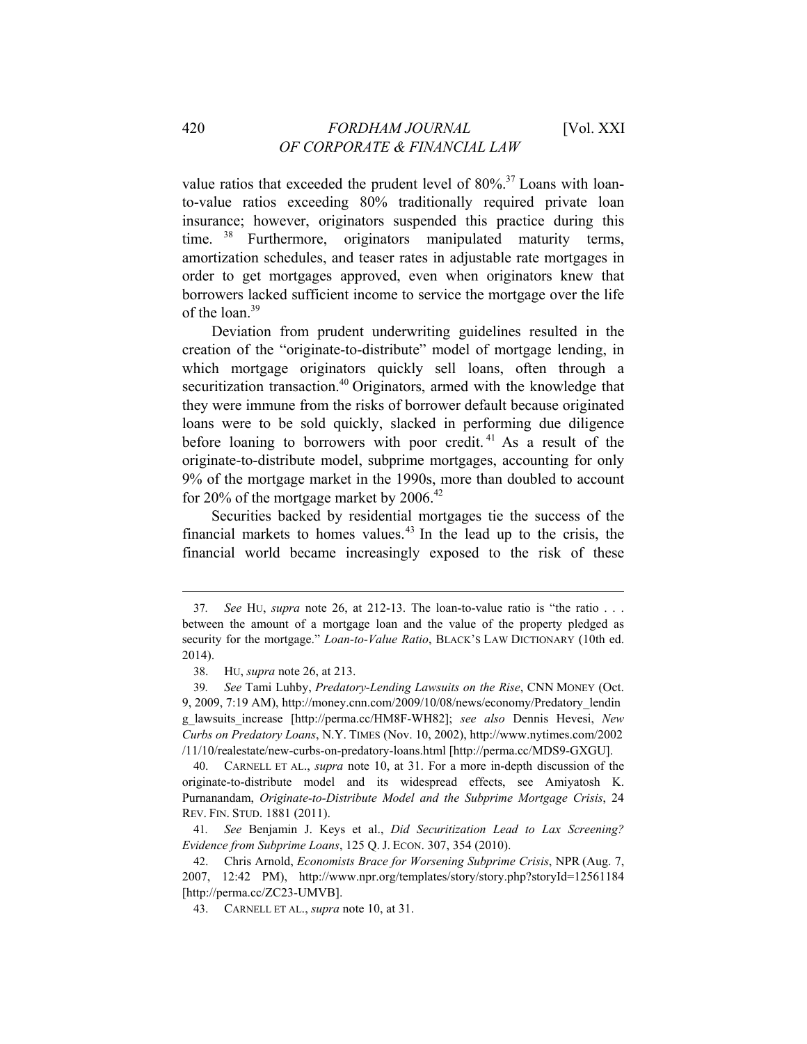value ratios that exceeded the prudent level of 80%.[37] Loans with loan-to-value ratios exceeding 80% traditionally required private loan insurance; however, originators suspended this practice during this time.[38] Furthermore, originators manipulated maturity terms, amortization schedules, and teaser rates in adjustable rate mortgages in order to get mortgages approved, even when originators knew that borrowers lacked sufficient income to service the mortgage over the life of the loan.[39]

Deviation from prudent underwriting guidelines resulted in the creation of the "originate-to-distribute" model of mortgage lending, in which mortgage originators quickly sell loans, often through a securitization transaction.[40] Originators, armed with the knowledge that they were immune from the risks of borrower default because originated loans were to be sold quickly, slacked in performing due diligence before loaning to borrowers with poor credit.[41] As a result of the originate-to-distribute model, subprime mortgages, accounting for only 9% of the mortgage market in the 1990s, more than doubled to account for 20% of the mortgage market by 2006.[42]

Securities backed by residential mortgages tie the success of the financial markets to homes values.[43] In the lead up to the crisis, the financial world became increasingly exposed to the risk of these

---

37. *See* HU, *supra* note 26, at 212-13. The loan-to-value ratio is "the ratio . . . between the amount of a mortgage loan and the value of the property pledged as security for the mortgage." *Loan-to-Value Ratio*, BLACK'S LAW DICTIONARY (10th ed. 2014).

38. HU, *supra* note 26, at 213.

39. *See* Tami Luhby, *Predatory-Lending Lawsuits on the Rise*, CNN MONEY (Oct. 9, 2009, 7:19 AM), http://money.cnn.com/2009/10/08/news/economy/Predatory_lending_lawsuits_increase [http://perma.cc/HM8F-WH82]; *see also* Dennis Hevesi, *New Curbs on Predatory Loans*, N.Y. TIMES (Nov. 10, 2002), http://www.nytimes.com/2002/11/10/realestate/new-curbs-on-predatory-loans.html [http://perma.cc/MDS9-GXGU].

40. CARNELL ET AL., *supra* note 10, at 31. For a more in-depth discussion of the originate-to-distribute model and its widespread effects, see Amiyatosh K. Purnanandam, *Originate-to-Distribute Model and the Subprime Mortgage Crisis*, 24 REV. FIN. STUD. 1881 (2011).

41. *See* Benjamin J. Keys et al., *Did Securitization Lead to Lax Screening? Evidence from Subprime Loans*, 125 Q. J. ECON. 307, 354 (2010).

42. Chris Arnold, *Economists Brace for Worsening Subprime Crisis*, NPR (Aug. 7, 2007, 12:42 PM), http://www.npr.org/templates/story/story.php?storyId=12561184 [http://perma.cc/ZC23-UMVB].

43. CARNELL ET AL., *supra* note 10, at 31.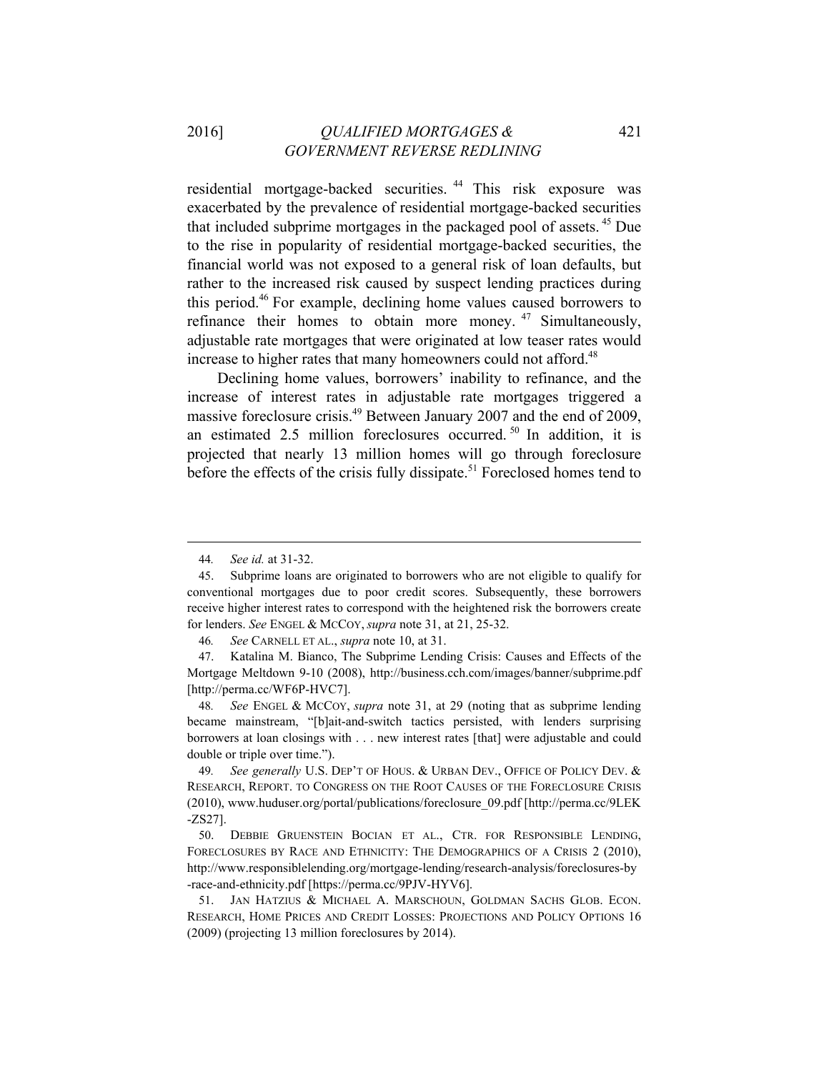residential mortgage-backed securities.[44] This risk exposure was exacerbated by the prevalence of residential mortgage-backed securities that included subprime mortgages in the packaged pool of assets.[45] Due to the rise in popularity of residential mortgage-backed securities, the financial world was not exposed to a general risk of loan defaults, but rather to the increased risk caused by suspect lending practices during this period.[46] For example, declining home values caused borrowers to refinance their homes to obtain more money.[47] Simultaneously, adjustable rate mortgages that were originated at low teaser rates would increase to higher rates that many homeowners could not afford.[48]

Declining home values, borrowers' inability to refinance, and the increase of interest rates in adjustable rate mortgages triggered a massive foreclosure crisis.[49] Between January 2007 and the end of 2009, an estimated 2.5 million foreclosures occurred.[50] In addition, it is projected that nearly 13 million homes will go through foreclosure before the effects of the crisis fully dissipate.[51] Foreclosed homes tend to

---

44. *See id.* at 31-32.

45. Subprime loans are originated to borrowers who are not eligible to qualify for conventional mortgages due to poor credit scores. Subsequently, these borrowers receive higher interest rates to correspond with the heightened risk the borrowers create for lenders. *See* ENGEL & MCCOY, *supra* note 31, at 21, 25-32.

46. *See* CARNELL ET AL., *supra* note 10, at 31.

47. Katalina M. Bianco, The Subprime Lending Crisis: Causes and Effects of the Mortgage Meltdown 9-10 (2008), http://business.cch.com/images/banner/subprime.pdf [http://perma.cc/WF6P-HVC7].

48. *See* ENGEL & MCCOY, *supra* note 31, at 29 (noting that as subprime lending became mainstream, "[b]ait-and-switch tactics persisted, with lenders surprising borrowers at loan closings with . . . new interest rates [that] were adjustable and could double or triple over time.").

49. *See generally* U.S. DEP'T OF HOUS. & URBAN DEV., OFFICE OF POLICY DEV. & RESEARCH, REPORT. TO CONGRESS ON THE ROOT CAUSES OF THE FORECLOSURE CRISIS (2010), www.huduser.org/portal/publications/foreclosure_09.pdf [http://perma.cc/9LEK-ZS27].

50. DEBBIE GRUENSTEIN BOCIAN ET AL., CTR. FOR RESPONSIBLE LENDING, FORECLOSURES BY RACE AND ETHNICITY: THE DEMOGRAPHICS OF A CRISIS 2 (2010), http://www.responsiblelending.org/mortgage-lending/research-analysis/foreclosures-by-race-and-ethnicity.pdf [https://perma.cc/9PJV-HYV6].

51. JAN HATZIUS & MICHAEL A. MARSCHOUN, GOLDMAN SACHS GLOB. ECON. RESEARCH, HOME PRICES AND CREDIT LOSSES: PROJECTIONS AND POLICY OPTIONS 16 (2009) (projecting 13 million foreclosures by 2014).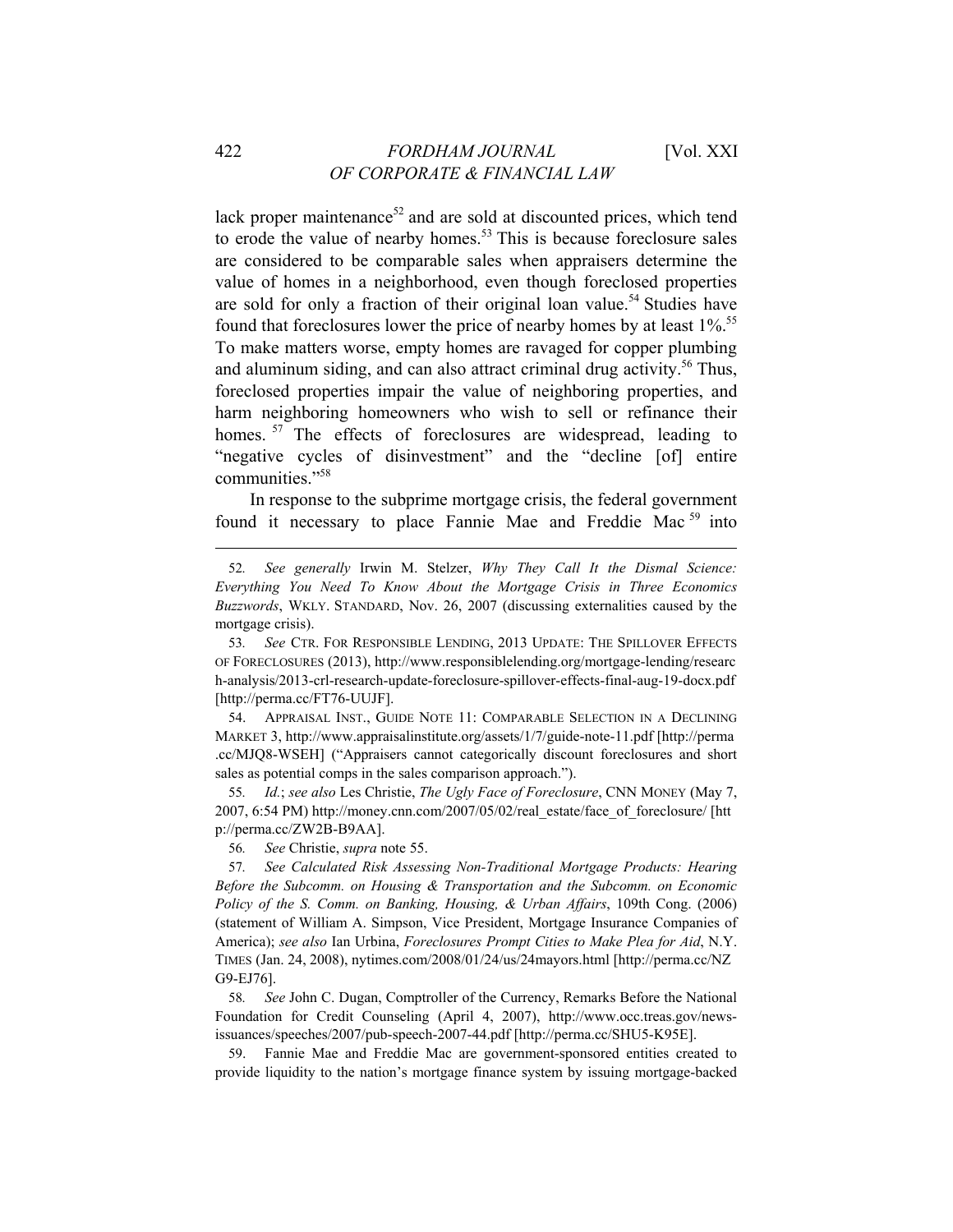lack proper maintenance[52] and are sold at discounted prices, which tend to erode the value of nearby homes.[53] This is because foreclosure sales are considered to be comparable sales when appraisers determine the value of homes in a neighborhood, even though foreclosed properties are sold for only a fraction of their original loan value.[54] Studies have found that foreclosures lower the price of nearby homes by at least 1%.[55] To make matters worse, empty homes are ravaged for copper plumbing and aluminum siding, and can also attract criminal drug activity.[56] Thus, foreclosed properties impair the value of neighboring properties, and harm neighboring homeowners who wish to sell or refinance their homes.[57] The effects of foreclosures are widespread, leading to "negative cycles of disinvestment" and the "decline [of] entire communities."[58]

In response to the subprime mortgage crisis, the federal government found it necessary to place Fannie Mae and Freddie Mac[59] into

---

52. *See generally* Irwin M. Stelzer, *Why They Call It the Dismal Science: Everything You Need To Know About the Mortgage Crisis in Three Economics Buzzwords*, WKLY. STANDARD, Nov. 26, 2007 (discussing externalities caused by the mortgage crisis).

53. *See* CTR. FOR RESPONSIBLE LENDING, 2013 UPDATE: THE SPILLOVER EFFECTS OF FORECLOSURES (2013), http://www.responsiblelending.org/mortgage-lending/research-analysis/2013-crl-research-update-foreclosure-spillover-effects-final-aug-19-docx.pdf [http://perma.cc/FT76-UUJF].

54. APPRAISAL INST., GUIDE NOTE 11: COMPARABLE SELECTION IN A DECLINING MARKET 3, http://www.appraisalinstitute.org/assets/1/7/guide-note-11.pdf [http://perma.cc/MJQ8-WSEH] ("Appraisers cannot categorically discount foreclosures and short sales as potential comps in the sales comparison approach.").

55. *Id.*; *see also* Les Christie, *The Ugly Face of Foreclosure*, CNN MONEY (May 7, 2007, 6:54 PM) http://money.cnn.com/2007/05/02/real_estate/face_of_foreclosure/ [http://perma.cc/ZW2B-B9AA].

56. *See* Christie, *supra* note 55.

57. *See Calculated Risk Assessing Non-Traditional Mortgage Products: Hearing Before the Subcomm. on Housing & Transportation and the Subcomm. on Economic Policy of the S. Comm. on Banking, Housing, & Urban Affairs*, 109th Cong. (2006) (statement of William A. Simpson, Vice President, Mortgage Insurance Companies of America); *see also* Ian Urbina, *Foreclosures Prompt Cities to Make Plea for Aid*, N.Y. TIMES (Jan. 24, 2008), nytimes.com/2008/01/24/us/24mayors.html [http://perma.cc/NZG9-EJ76].

58. *See* John C. Dugan, Comptroller of the Currency, Remarks Before the National Foundation for Credit Counseling (April 4, 2007), http://www.occ.treas.gov/news-issuances/speeches/2007/pub-speech-2007-44.pdf [http://perma.cc/SHU5-K95E].

59. Fannie Mae and Freddie Mac are government-sponsored entities created to provide liquidity to the nation's mortgage finance system by issuing mortgage-backed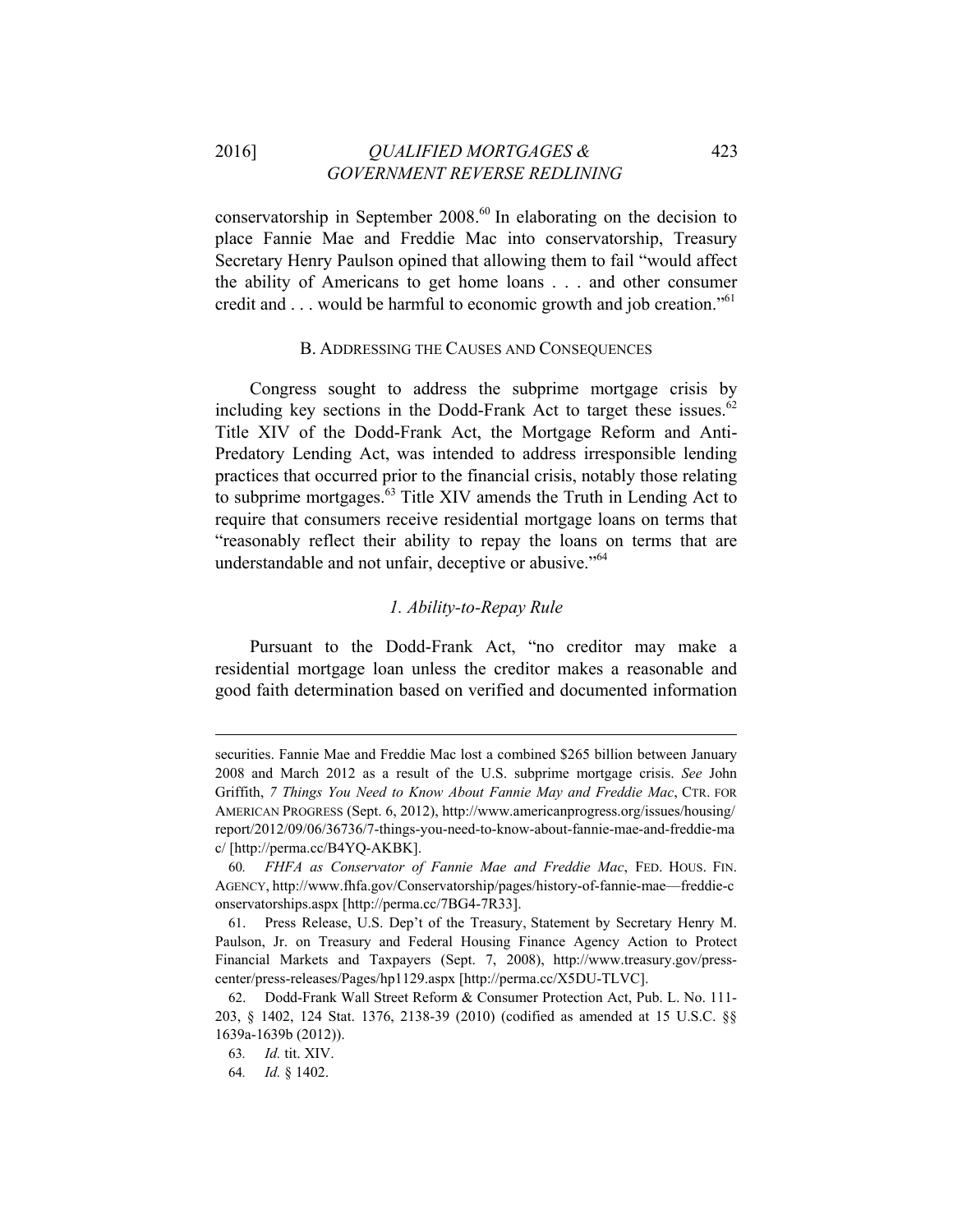conservatorship in September 2008.[60] In elaborating on the decision to place Fannie Mae and Freddie Mac into conservatorship, Treasury Secretary Henry Paulson opined that allowing them to fail "would affect the ability of Americans to get home loans . . . and other consumer credit and . . . would be harmful to economic growth and job creation."[61]

## B. Addressing the Causes and Consequences

Congress sought to address the subprime mortgage crisis by including key sections in the Dodd-Frank Act to target these issues.[62] Title XIV of the Dodd-Frank Act, the Mortgage Reform and Anti-Predatory Lending Act, was intended to address irresponsible lending practices that occurred prior to the financial crisis, notably those relating to subprime mortgages.[63] Title XIV amends the Truth in Lending Act to require that consumers receive residential mortgage loans on terms that "reasonably reflect their ability to repay the loans on terms that are understandable and not unfair, deceptive or abusive."[64]

### *1. Ability-to-Repay Rule*

Pursuant to the Dodd-Frank Act, "no creditor may make a residential mortgage loan unless the creditor makes a reasonable and good faith determination based on verified and documented information

---

securities. Fannie Mae and Freddie Mac lost a combined $265 billion between January 2008 and March 2012 as a result of the U.S. subprime mortgage crisis. *See* John Griffith, *7 Things You Need to Know About Fannie May and Freddie Mac*, CTR. FOR AMERICAN PROGRESS (Sept. 6, 2012), http://www.americanprogress.org/issues/housing/report/2012/09/06/36736/7-things-you-need-to-know-about-fannie-mae-and-freddie-mac/ [http://perma.cc/B4YQ-AKBK].

60. *FHFA as Conservator of Fannie Mae and Freddie Mac*, FED. HOUS. FIN. AGENCY, http://www.fhfa.gov/Conservatorship/pages/history-of-fannie-mae—freddie-conservatorships.aspx [http://perma.cc/7BG4-7R33].

61. Press Release, U.S. Dep't of the Treasury, Statement by Secretary Henry M. Paulson, Jr. on Treasury and Federal Housing Finance Agency Action to Protect Financial Markets and Taxpayers (Sept. 7, 2008), http://www.treasury.gov/press-center/press-releases/Pages/hp1129.aspx [http://perma.cc/X5DU-TLVC].

62. Dodd-Frank Wall Street Reform & Consumer Protection Act, Pub. L. No. 111-203, § 1402, 124 Stat. 1376, 2138-39 (2010) (codified as amended at 15 U.S.C. §§ 1639a-1639b (2012)).

63. *Id.* tit. XIV.

64. *Id.* § 1402.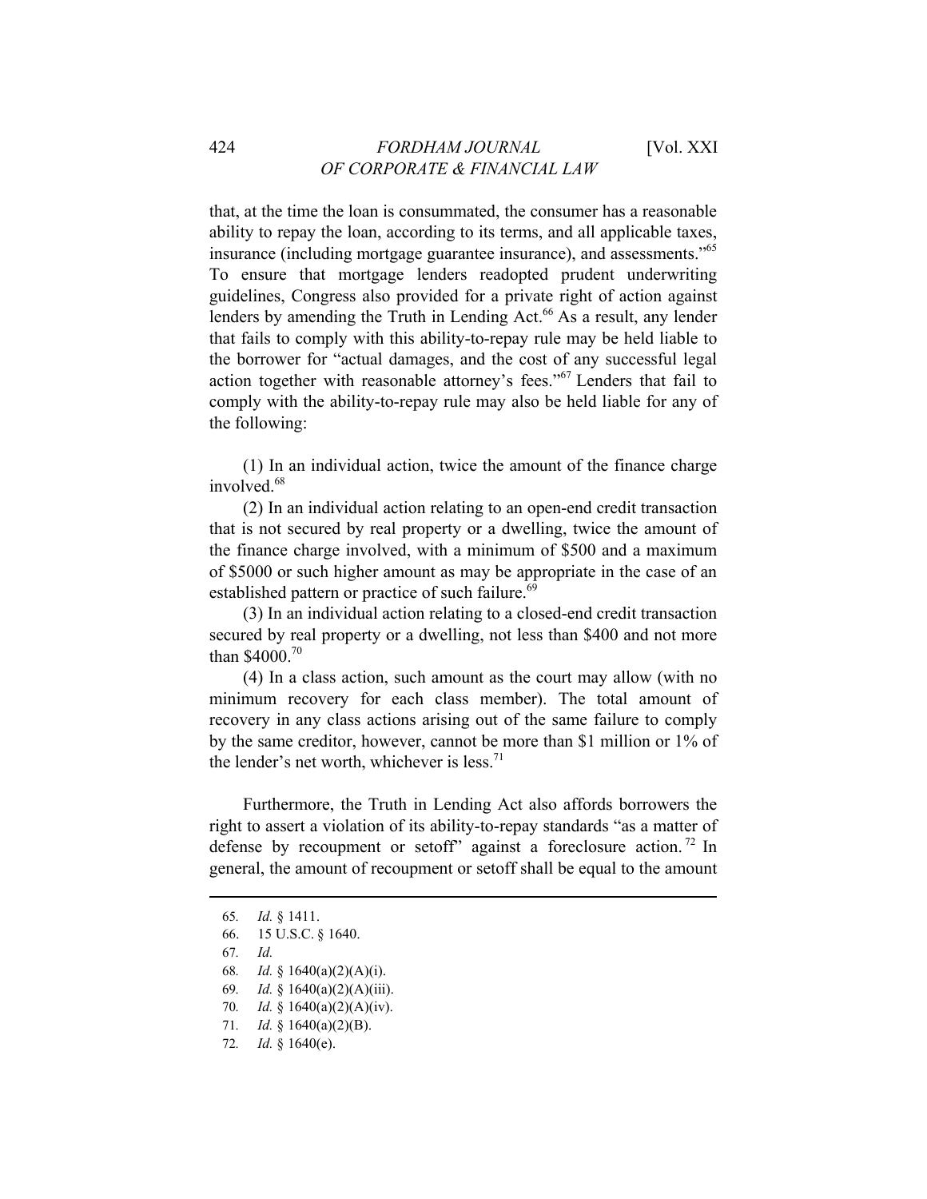that, at the time the loan is consummated, the consumer has a reasonable ability to repay the loan, according to its terms, and all applicable taxes, insurance (including mortgage guarantee insurance), and assessments."[65] To ensure that mortgage lenders readopted prudent underwriting guidelines, Congress also provided for a private right of action against lenders by amending the Truth in Lending Act.[66] As a result, any lender that fails to comply with this ability-to-repay rule may be held liable to the borrower for "actual damages, and the cost of any successful legal action together with reasonable attorney's fees."[67] Lenders that fail to comply with the ability-to-repay rule may also be held liable for any of the following:

(1) In an individual action, twice the amount of the finance charge involved.[68]

(2) In an individual action relating to an open-end credit transaction that is not secured by real property or a dwelling, twice the amount of the finance charge involved, with a minimum of $500 and a maximum of $5000 or such higher amount as may be appropriate in the case of an established pattern or practice of such failure.[69]

(3) In an individual action relating to a closed-end credit transaction secured by real property or a dwelling, not less than $400 and not more than $4000.[70]

(4) In a class action, such amount as the court may allow (with no minimum recovery for each class member). The total amount of recovery in any class actions arising out of the same failure to comply by the same creditor, however, cannot be more than $1 million or 1% of the lender's net worth, whichever is less.[71]

Furthermore, the Truth in Lending Act also affords borrowers the right to assert a violation of its ability-to-repay standards "as a matter of defense by recoupment or setoff" against a foreclosure action.[72] In general, the amount of recoupment or setoff shall be equal to the amount

---

65. *Id.* § 1411.
66. 15 U.S.C. § 1640.
67. *Id.*
68. *Id.* § 1640(a)(2)(A)(i).
69. *Id.* § 1640(a)(2)(A)(iii).
70. *Id.* § 1640(a)(2)(A)(iv).
71. *Id.* § 1640(a)(2)(B).
72. *Id.* § 1640(e).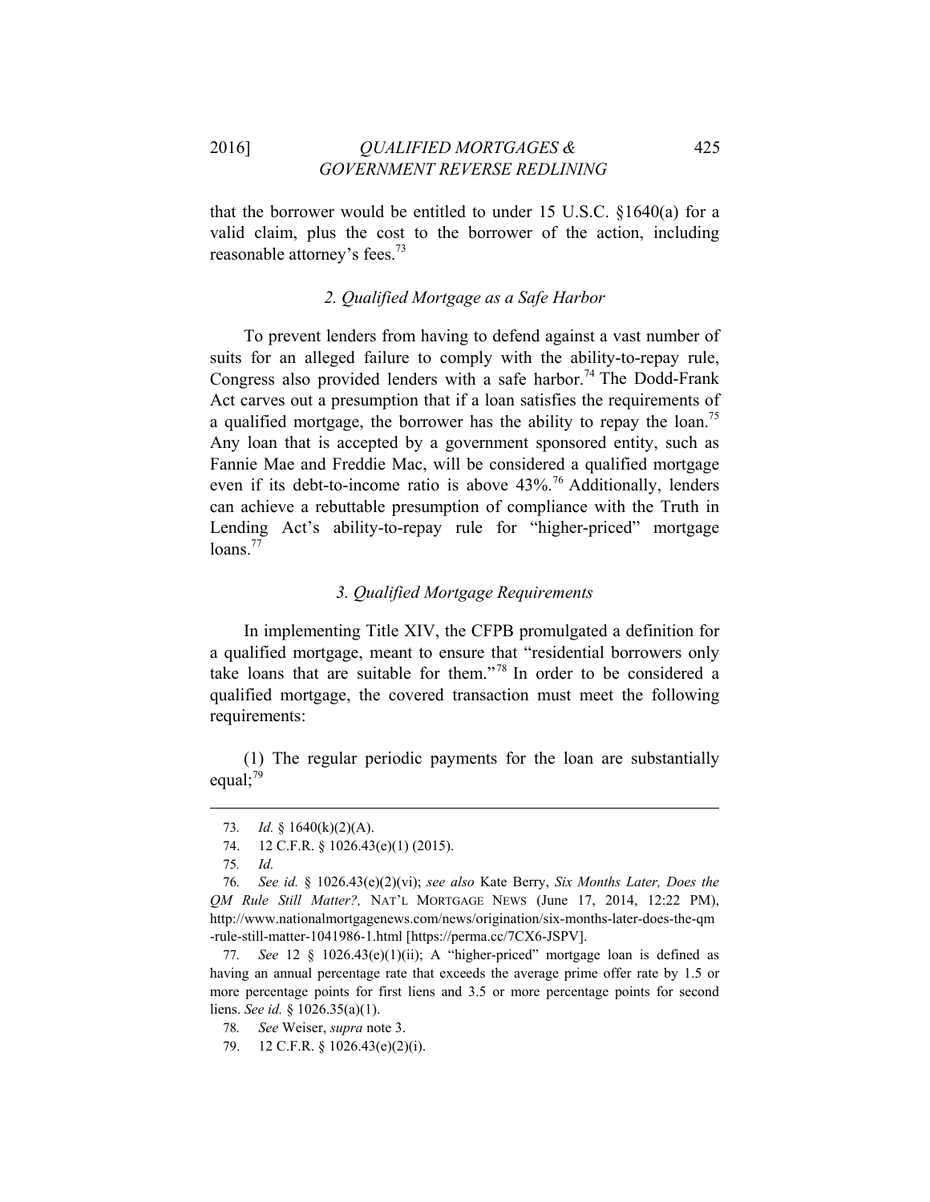that the borrower would be entitled to under 15 U.S.C. §1640(a) for a valid claim, plus the cost to the borrower of the action, including reasonable attorney's fees.[73]

### *2. Qualified Mortgage as a Safe Harbor*

To prevent lenders from having to defend against a vast number of suits for an alleged failure to comply with the ability-to-repay rule, Congress also provided lenders with a safe harbor.[74] The Dodd-Frank Act carves out a presumption that if a loan satisfies the requirements of a qualified mortgage, the borrower has the ability to repay the loan.[75] Any loan that is accepted by a government sponsored entity, such as Fannie Mae and Freddie Mac, will be considered a qualified mortgage even if its debt-to-income ratio is above 43%.[76] Additionally, lenders can achieve a rebuttable presumption of compliance with the Truth in Lending Act's ability-to-repay rule for "higher-priced" mortgage loans.[77]

### *3. Qualified Mortgage Requirements*

In implementing Title XIV, the CFPB promulgated a definition for a qualified mortgage, meant to ensure that "residential borrowers only take loans that are suitable for them."[78] In order to be considered a qualified mortgage, the covered transaction must meet the following requirements:

(1) The regular periodic payments for the loan are substantially equal;[79]

---

73. *Id.* § 1640(k)(2)(A).

74. 12 C.F.R. § 1026.43(e)(1) (2015).

75. *Id.*

76. *See id.* § 1026.43(e)(2)(vi); *see also* Kate Berry, *Six Months Later, Does the QM Rule Still Matter?,* NAT'L MORTGAGE NEWS (June 17, 2014, 12:22 PM), http://www.nationalmortgagenews.com/news/origination/six-months-later-does-the-qm-rule-still-matter-1041986-1.html [https://perma.cc/7CX6-JSPV].

77. *See* 12 § 1026.43(e)(1)(ii); A "higher-priced" mortgage loan is defined as having an annual percentage rate that exceeds the average prime offer rate by 1.5 or more percentage points for first liens and 3.5 or more percentage points for second liens. *See id.* § 1026.35(a)(1).

78. *See* Weiser, *supra* note 3.

79. 12 C.F.R. § 1026.43(e)(2)(i).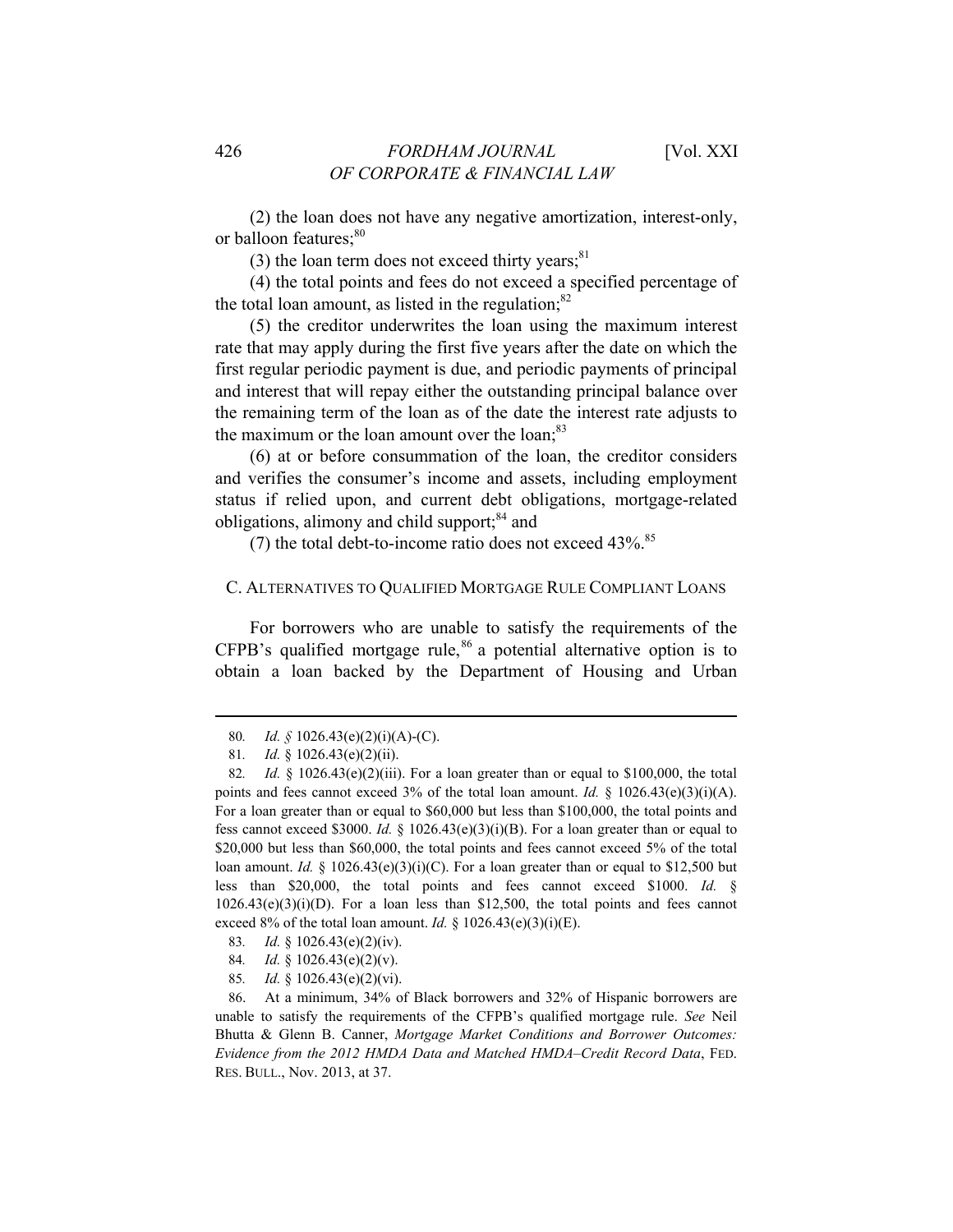(2) the loan does not have any negative amortization, interest-only, or balloon features;[80]

(3) the loan term does not exceed thirty years;[81]

(4) the total points and fees do not exceed a specified percentage of the total loan amount, as listed in the regulation;[82]

(5) the creditor underwrites the loan using the maximum interest rate that may apply during the first five years after the date on which the first regular periodic payment is due, and periodic payments of principal and interest that will repay either the outstanding principal balance over the remaining term of the loan as of the date the interest rate adjusts to the maximum or the loan amount over the loan;[83]

(6) at or before consummation of the loan, the creditor considers and verifies the consumer's income and assets, including employment status if relied upon, and current debt obligations, mortgage-related obligations, alimony and child support;[84] and

(7) the total debt-to-income ratio does not exceed 43%.[85]

### C. Alternatives to Qualified Mortgage Rule Compliant Loans

For borrowers who are unable to satisfy the requirements of the CFPB's qualified mortgage rule,[86] a potential alternative option is to obtain a loan backed by the Department of Housing and Urban

---

80. *Id. §* 1026.43(e)(2)(i)(A)-(C).

81. *Id.* § 1026.43(e)(2)(ii).

82. *Id.* § 1026.43(e)(2)(iii). For a loan greater than or equal to $100,000, the total points and fees cannot exceed 3% of the total loan amount. *Id.* § 1026.43(e)(3)(i)(A). For a loan greater than or equal to $60,000 but less than $100,000, the total points and fess cannot exceed $3000. *Id.* § 1026.43(e)(3)(i)(B). For a loan greater than or equal to $20,000 but less than $60,000, the total points and fees cannot exceed 5% of the total loan amount. *Id.* § 1026.43(e)(3)(i)(C). For a loan greater than or equal to $12,500 but less than $20,000, the total points and fees cannot exceed $1000. *Id.* § 1026.43(e)(3)(i)(D). For a loan less than $12,500, the total points and fees cannot exceed 8% of the total loan amount. *Id.* § 1026.43(e)(3)(i)(E).

83. *Id.* § 1026.43(e)(2)(iv).

84. *Id.* § 1026.43(e)(2)(v).

85. *Id.* § 1026.43(e)(2)(vi).

86. At a minimum, 34% of Black borrowers and 32% of Hispanic borrowers are unable to satisfy the requirements of the CFPB's qualified mortgage rule. *See* Neil Bhutta & Glenn B. Canner, *Mortgage Market Conditions and Borrower Outcomes: Evidence from the 2012 HMDA Data and Matched HMDA–Credit Record Data*, FED. RES. BULL., Nov. 2013, at 37.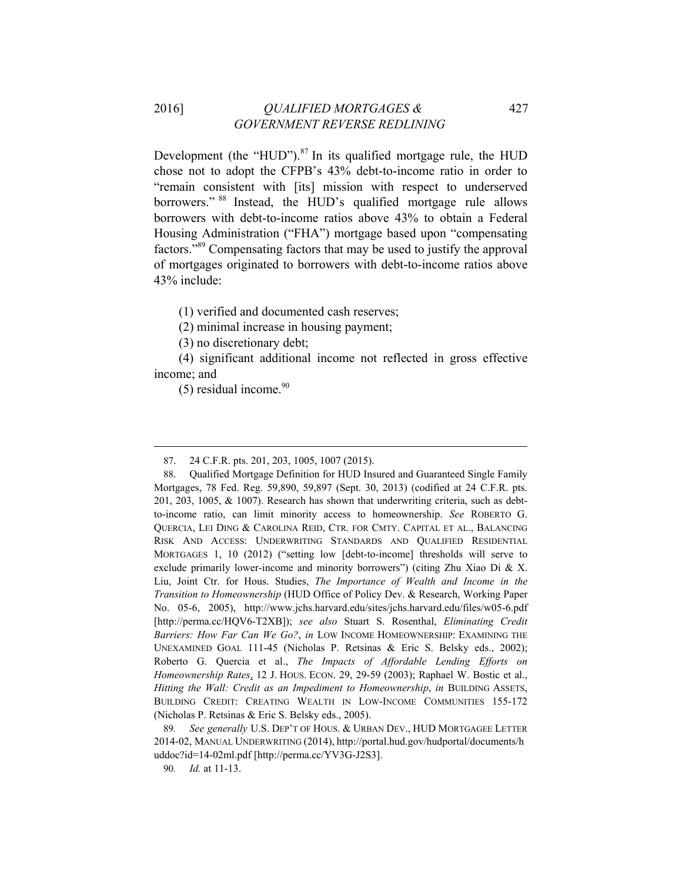Development (the "HUD").[87] In its qualified mortgage rule, the HUD chose not to adopt the CFPB's 43% debt-to-income ratio in order to "remain consistent with [its] mission with respect to underserved borrowers."[88] Instead, the HUD's qualified mortgage rule allows borrowers with debt-to-income ratios above 43% to obtain a Federal Housing Administration ("FHA") mortgage based upon "compensating factors."[89] Compensating factors that may be used to justify the approval of mortgages originated to borrowers with debt-to-income ratios above 43% include:

(1) verified and documented cash reserves;

(2) minimal increase in housing payment;

(3) no discretionary debt;

(4) significant additional income not reflected in gross effective income; and

(5) residual income.[90]

---

87. 24 C.F.R. pts. 201, 203, 1005, 1007 (2015).

88. Qualified Mortgage Definition for HUD Insured and Guaranteed Single Family Mortgages, 78 Fed. Reg. 59,890, 59,897 (Sept. 30, 2013) (codified at 24 C.F.R. pts. 201, 203, 1005, & 1007). Research has shown that underwriting criteria, such as debt-to-income ratio, can limit minority access to homeownership. *See* ROBERTO G. QUERCIA, LEI DING & CAROLINA REID, CTR. FOR CMTY. CAPITAL ET AL., BALANCING RISK AND ACCESS: UNDERWRITING STANDARDS AND QUALIFIED RESIDENTIAL MORTGAGES 1, 10 (2012) ("setting low [debt-to-income] thresholds will serve to exclude primarily lower-income and minority borrowers") (citing Zhu Xiao Di & X. Liu, Joint Ctr. for Hous. Studies, *The Importance of Wealth and Income in the Transition to Homeownership* (HUD Office of Policy Dev. & Research, Working Paper No. 05-6, 2005), http://www.jchs.harvard.edu/sites/jchs.harvard.edu/files/w05-6.pdf [http://perma.cc/HQV6-T2XB]); *see also* Stuart S. Rosenthal, *Eliminating Credit Barriers: How Far Can We Go?*, *in* LOW INCOME HOMEOWNERSHIP: EXAMINING THE UNEXAMINED GOAL 111-45 (Nicholas P. Retsinas & Eric S. Belsky eds., 2002); Roberto G. Quercia et al., *The Impacts of Affordable Lending Efforts on Homeownership Rates*, 12 J. HOUS. ECON. 29, 29-59 (2003); Raphael W. Bostic et al., *Hitting the Wall: Credit as an Impediment to Homeownership*, *in* BUILDING ASSETS, BUILDING CREDIT: CREATING WEALTH IN LOW-INCOME COMMUNITIES 155-172 (Nicholas P. Retsinas & Eric S. Belsky eds., 2005).

89. *See generally* U.S. DEP'T OF HOUS. & URBAN DEV., HUD MORTGAGEE LETTER 2014-02, MANUAL UNDERWRITING (2014), http://portal.hud.gov/hudportal/documents/huddoc?id=14-02ml.pdf [http://perma.cc/YV3G-J2S3].

90. *Id.* at 11-13.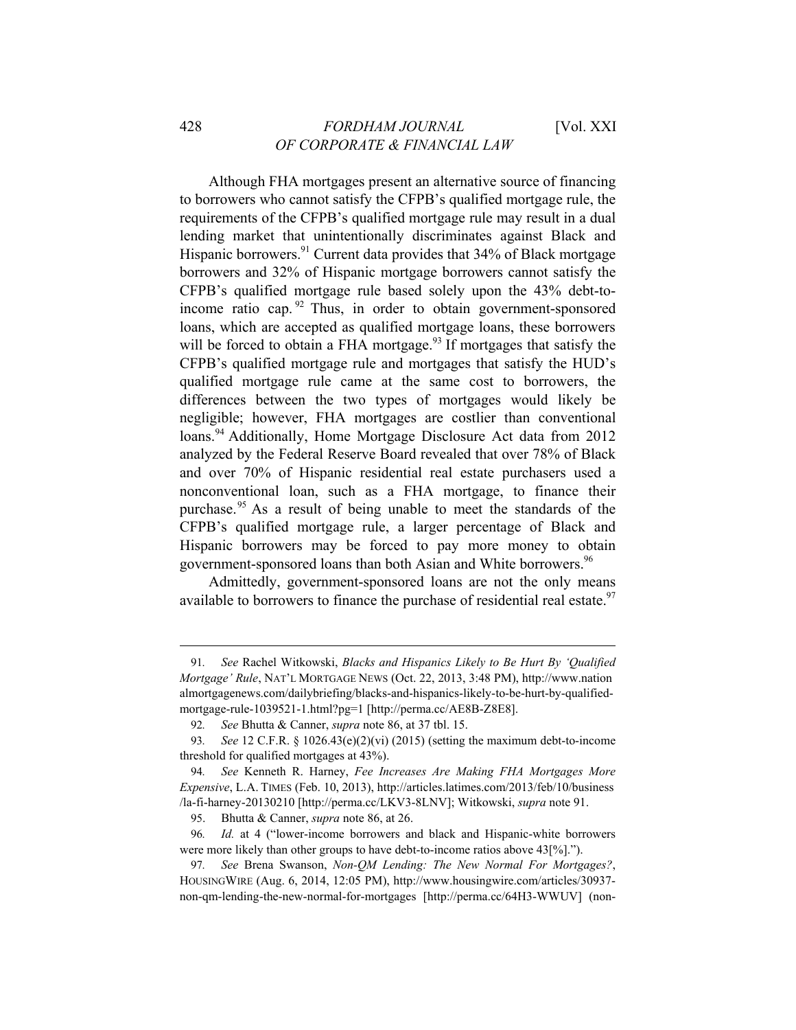Although FHA mortgages present an alternative source of financing to borrowers who cannot satisfy the CFPB's qualified mortgage rule, the requirements of the CFPB's qualified mortgage rule may result in a dual lending market that unintentionally discriminates against Black and Hispanic borrowers.[91] Current data provides that 34% of Black mortgage borrowers and 32% of Hispanic mortgage borrowers cannot satisfy the CFPB's qualified mortgage rule based solely upon the 43% debt-to-income ratio cap.[92] Thus, in order to obtain government-sponsored loans, which are accepted as qualified mortgage loans, these borrowers will be forced to obtain a FHA mortgage.[93] If mortgages that satisfy the CFPB's qualified mortgage rule and mortgages that satisfy the HUD's qualified mortgage rule came at the same cost to borrowers, the differences between the two types of mortgages would likely be negligible; however, FHA mortgages are costlier than conventional loans.[94] Additionally, Home Mortgage Disclosure Act data from 2012 analyzed by the Federal Reserve Board revealed that over 78% of Black and over 70% of Hispanic residential real estate purchasers used a nonconventional loan, such as a FHA mortgage, to finance their purchase.[95] As a result of being unable to meet the standards of the CFPB's qualified mortgage rule, a larger percentage of Black and Hispanic borrowers may be forced to pay more money to obtain government-sponsored loans than both Asian and White borrowers.[96]

Admittedly, government-sponsored loans are not the only means available to borrowers to finance the purchase of residential real estate.[97]

---

91. *See* Rachel Witkowski, *Blacks and Hispanics Likely to Be Hurt By 'Qualified Mortgage' Rule*, NAT'L MORTGAGE NEWS (Oct. 22, 2013, 3:48 PM), http://www.nationalmortgagenews.com/dailybriefing/blacks-and-hispanics-likely-to-be-hurt-by-qualified-mortgage-rule-1039521-1.html?pg=1 [http://perma.cc/AE8B-Z8E8].

92. *See* Bhutta & Canner, *supra* note 86, at 37 tbl. 15.

93. *See* 12 C.F.R. § 1026.43(e)(2)(vi) (2015) (setting the maximum debt-to-income threshold for qualified mortgages at 43%).

94. *See* Kenneth R. Harney, *Fee Increases Are Making FHA Mortgages More Expensive*, L.A. TIMES (Feb. 10, 2013), http://articles.latimes.com/2013/feb/10/business/la-fi-harney-20130210 [http://perma.cc/LKV3-8LNV]; Witkowski, *supra* note 91.

95. Bhutta & Canner, *supra* note 86, at 26.

96. *Id.* at 4 ("lower-income borrowers and black and Hispanic-white borrowers were more likely than other groups to have debt-to-income ratios above 43[%].").

97. *See* Brena Swanson, *Non-QM Lending: The New Normal For Mortgages?*, HOUSINGWIRE (Aug. 6, 2014, 12:05 PM), http://www.housingwire.com/articles/30937-non-qm-lending-the-new-normal-for-mortgages [http://perma.cc/64H3-WWUV] (non-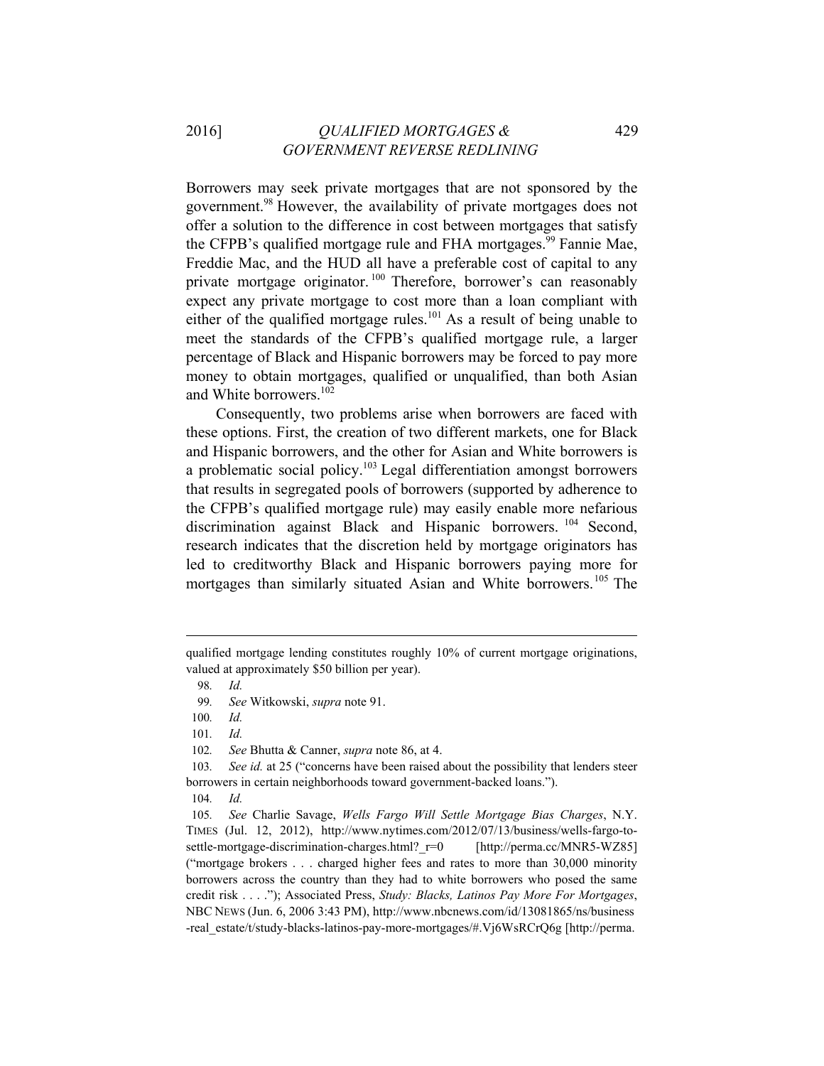Borrowers may seek private mortgages that are not sponsored by the government.[98] However, the availability of private mortgages does not offer a solution to the difference in cost between mortgages that satisfy the CFPB's qualified mortgage rule and FHA mortgages.[99] Fannie Mae, Freddie Mac, and the HUD all have a preferable cost of capital to any private mortgage originator.[100] Therefore, borrower's can reasonably expect any private mortgage to cost more than a loan compliant with either of the qualified mortgage rules.[101] As a result of being unable to meet the standards of the CFPB's qualified mortgage rule, a larger percentage of Black and Hispanic borrowers may be forced to pay more money to obtain mortgages, qualified or unqualified, than both Asian and White borrowers.[102]

Consequently, two problems arise when borrowers are faced with these options. First, the creation of two different markets, one for Black and Hispanic borrowers, and the other for Asian and White borrowers is a problematic social policy.[103] Legal differentiation amongst borrowers that results in segregated pools of borrowers (supported by adherence to the CFPB's qualified mortgage rule) may easily enable more nefarious discrimination against Black and Hispanic borrowers.[104] Second, research indicates that the discretion held by mortgage originators has led to creditworthy Black and Hispanic borrowers paying more for mortgages than similarly situated Asian and White borrowers.[105] The

---

qualified mortgage lending constitutes roughly 10% of current mortgage originations, valued at approximately $50 billion per year).

98. *Id.*

99. *See* Witkowski, *supra* note 91.

100. *Id.*

101. *Id.*

102. *See* Bhutta & Canner, *supra* note 86, at 4.

103. *See id.* at 25 ("concerns have been raised about the possibility that lenders steer borrowers in certain neighborhoods toward government-backed loans.").

104. *Id.*

105. *See* Charlie Savage, *Wells Fargo Will Settle Mortgage Bias Charges*, N.Y. TIMES (Jul. 12, 2012), http://www.nytimes.com/2012/07/13/business/wells-fargo-to-settle-mortgage-discrimination-charges.html?_r=0 [http://perma.cc/MNR5-WZ85] ("mortgage brokers . . . charged higher fees and rates to more than 30,000 minority borrowers across the country than they had to white borrowers who posed the same credit risk . . . ."); Associated Press, *Study: Blacks, Latinos Pay More For Mortgages*, NBC NEWS (Jun. 6, 2006 3:43 PM), http://www.nbcnews.com/id/13081865/ns/business-real_estate/t/study-blacks-latinos-pay-more-mortgages/#.Vj6WsRCrQ6g [http://perma.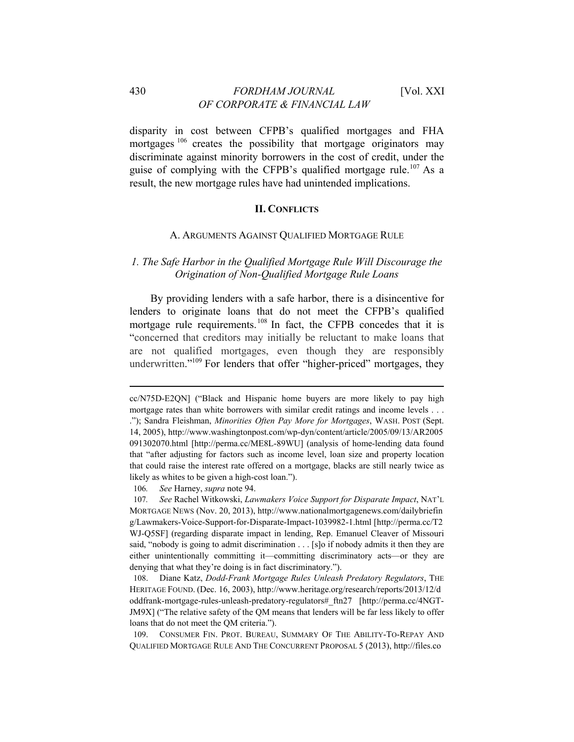disparity in cost between CFPB's qualified mortgages and FHA mortgages[106] creates the possibility that mortgage originators may discriminate against minority borrowers in the cost of credit, under the guise of complying with the CFPB's qualified mortgage rule.[107] As a result, the new mortgage rules have had unintended implications.

## II. CONFLICTS

### A. ARGUMENTS AGAINST QUALIFIED MORTGAGE RULE

#### *1. The Safe Harbor in the Qualified Mortgage Rule Will Discourage the Origination of Non-Qualified Mortgage Rule Loans*

By providing lenders with a safe harbor, there is a disincentive for lenders to originate loans that do not meet the CFPB's qualified mortgage rule requirements.[108] In fact, the CFPB concedes that it is "concerned that creditors may initially be reluctant to make loans that are not qualified mortgages, even though they are responsibly underwritten."[109] For lenders that offer "higher-priced" mortgages, they

---

cc/N75D-E2QN] ("Black and Hispanic home buyers are more likely to pay high mortgage rates than white borrowers with similar credit ratings and income levels . . . ."); Sandra Fleishman, *Minorities Often Pay More for Mortgages*, WASH. POST (Sept. 14, 2005), http://www.washingtonpost.com/wp-dyn/content/article/2005/09/13/AR2005091302070.html [http://perma.cc/ME8L-89WU] (analysis of home-lending data found that "after adjusting for factors such as income level, loan size and property location that could raise the interest rate offered on a mortgage, blacks are still nearly twice as likely as whites to be given a high-cost loan.").

106. *See* Harney, *supra* note 94.

107. *See* Rachel Witkowski, *Lawmakers Voice Support for Disparate Impact*, NAT'L MORTGAGE NEWS (Nov. 20, 2013), http://www.nationalmortgagenews.com/dailybriefing/Lawmakers-Voice-Support-for-Disparate-Impact-1039982-1.html [http://perma.cc/T2WJ-Q5SF] (regarding disparate impact in lending, Rep. Emanuel Cleaver of Missouri said, "nobody is going to admit discrimination . . . [s]o if nobody admits it then they are either unintentionally committing it—committing discriminatory acts—or they are denying that what they're doing is in fact discriminatory.").

108. Diane Katz, *Dodd-Frank Mortgage Rules Unleash Predatory Regulators*, THE HERITAGE FOUND. (Dec. 16, 2003), http://www.heritage.org/research/reports/2013/12/doddfrank-mortgage-rules-unleash-predatory-regulators#_ftn27 [http://perma.cc/4NGT-JM9X] ("The relative safety of the QM means that lenders will be far less likely to offer loans that do not meet the QM criteria.").

109. CONSUMER FIN. PROT. BUREAU, SUMMARY OF THE ABILITY-TO-REPAY AND QUALIFIED MORTGAGE RULE AND THE CONCURRENT PROPOSAL 5 (2013), http://files.co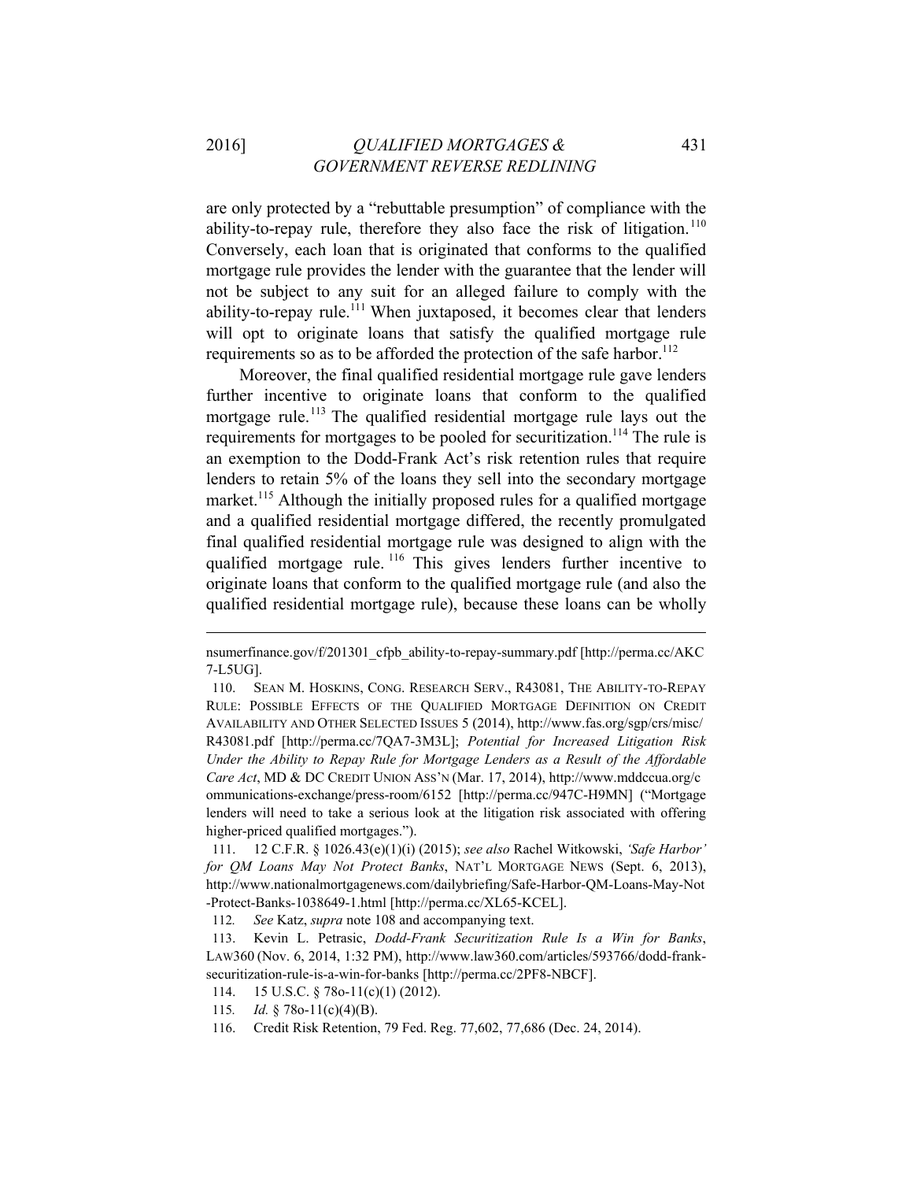are only protected by a "rebuttable presumption" of compliance with the ability-to-repay rule, therefore they also face the risk of litigation.[110] Conversely, each loan that is originated that conforms to the qualified mortgage rule provides the lender with the guarantee that the lender will not be subject to any suit for an alleged failure to comply with the ability-to-repay rule.[111] When juxtaposed, it becomes clear that lenders will opt to originate loans that satisfy the qualified mortgage rule requirements so as to be afforded the protection of the safe harbor.[112]

Moreover, the final qualified residential mortgage rule gave lenders further incentive to originate loans that conform to the qualified mortgage rule.[113] The qualified residential mortgage rule lays out the requirements for mortgages to be pooled for securitization.[114] The rule is an exemption to the Dodd-Frank Act's risk retention rules that require lenders to retain 5% of the loans they sell into the secondary mortgage market.[115] Although the initially proposed rules for a qualified mortgage and a qualified residential mortgage differed, the recently promulgated final qualified residential mortgage rule was designed to align with the qualified mortgage rule.[116] This gives lenders further incentive to originate loans that conform to the qualified mortgage rule (and also the qualified residential mortgage rule), because these loans can be wholly

---

nsumerfinance.gov/f/201301_cfpb_ability-to-repay-summary.pdf [http://perma.cc/AKC7-L5UG].

110. SEAN M. HOSKINS, CONG. RESEARCH SERV., R43081, THE ABILITY-TO-REPAY RULE: POSSIBLE EFFECTS OF THE QUALIFIED MORTGAGE DEFINITION ON CREDIT AVAILABILITY AND OTHER SELECTED ISSUES 5 (2014), http://www.fas.org/sgp/crs/misc/R43081.pdf [http://perma.cc/7QA7-3M3L]; *Potential for Increased Litigation Risk Under the Ability to Repay Rule for Mortgage Lenders as a Result of the Affordable Care Act*, MD & DC CREDIT UNION ASS'N (Mar. 17, 2014), http://www.mddccua.org/communications-exchange/press-room/6152 [http://perma.cc/947C-H9MN] ("Mortgage lenders will need to take a serious look at the litigation risk associated with offering higher-priced qualified mortgages.").

111. 12 C.F.R. § 1026.43(e)(1)(i) (2015); *see also* Rachel Witkowski, *'Safe Harbor' for QM Loans May Not Protect Banks*, NAT'L MORTGAGE NEWS (Sept. 6, 2013), http://www.nationalmortgagenews.com/dailybriefing/Safe-Harbor-QM-Loans-May-Not-Protect-Banks-1038649-1.html [http://perma.cc/XL65-KCEL].

112. *See* Katz, *supra* note 108 and accompanying text.

113. Kevin L. Petrasic, *Dodd-Frank Securitization Rule Is a Win for Banks*, LAW360 (Nov. 6, 2014, 1:32 PM), http://www.law360.com/articles/593766/dodd-frank-securitization-rule-is-a-win-for-banks [http://perma.cc/2PF8-NBCF].

114. 15 U.S.C. § 78o-11(c)(1) (2012).

115. *Id.* § 78o-11(c)(4)(B).

116. Credit Risk Retention, 79 Fed. Reg. 77,602, 77,686 (Dec. 24, 2014).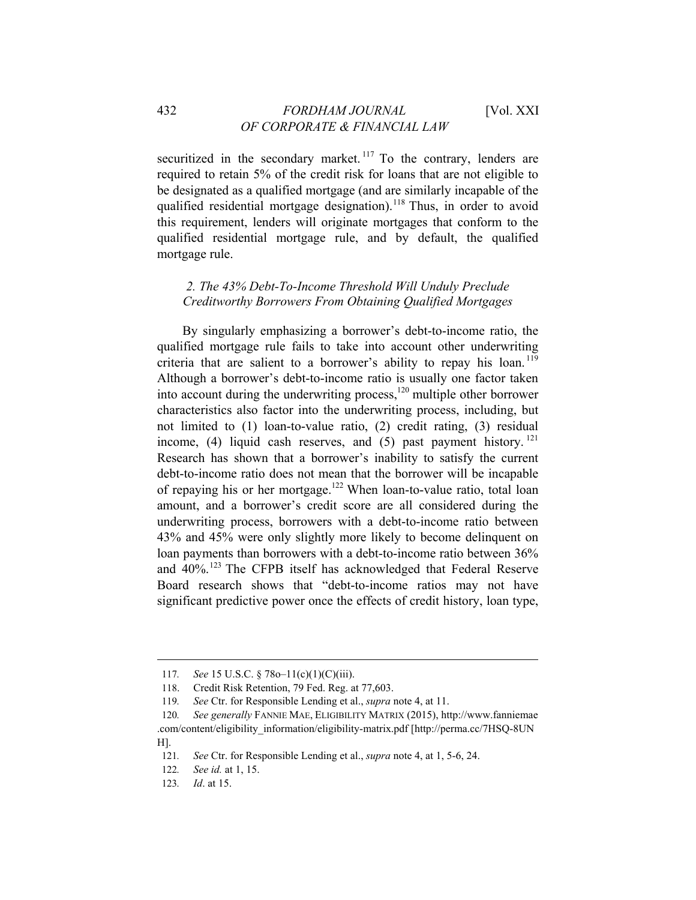securitized in the secondary market.[117] To the contrary, lenders are required to retain 5% of the credit risk for loans that are not eligible to be designated as a qualified mortgage (and are similarly incapable of the qualified residential mortgage designation).[118] Thus, in order to avoid this requirement, lenders will originate mortgages that conform to the qualified residential mortgage rule, and by default, the qualified mortgage rule.

### *2. The 43% Debt-To-Income Threshold Will Unduly Preclude Creditworthy Borrowers From Obtaining Qualified Mortgages*

By singularly emphasizing a borrower's debt-to-income ratio, the qualified mortgage rule fails to take into account other underwriting criteria that are salient to a borrower's ability to repay his loan.[119] Although a borrower's debt-to-income ratio is usually one factor taken into account during the underwriting process,[120] multiple other borrower characteristics also factor into the underwriting process, including, but not limited to (1) loan-to-value ratio, (2) credit rating, (3) residual income, (4) liquid cash reserves, and (5) past payment history.[121] Research has shown that a borrower's inability to satisfy the current debt-to-income ratio does not mean that the borrower will be incapable of repaying his or her mortgage.[122] When loan-to-value ratio, total loan amount, and a borrower's credit score are all considered during the underwriting process, borrowers with a debt-to-income ratio between 43% and 45% were only slightly more likely to become delinquent on loan payments than borrowers with a debt-to-income ratio between 36% and 40%.[123] The CFPB itself has acknowledged that Federal Reserve Board research shows that "debt-to-income ratios may not have significant predictive power once the effects of credit history, loan type,

---

117. *See* 15 U.S.C. § 78o–11(c)(1)(C)(iii).

118. Credit Risk Retention, 79 Fed. Reg. at 77,603.

119. *See* Ctr. for Responsible Lending et al., *supra* note 4, at 11.

120. *See generally* FANNIE MAE, ELIGIBILITY MATRIX (2015), http://www.fanniemae.com/content/eligibility_information/eligibility-matrix.pdf [http://perma.cc/7HSQ-8UNH].

121. *See* Ctr. for Responsible Lending et al., *supra* note 4, at 1, 5-6, 24.

122. *See id.* at 1, 15.

123. *Id*. at 15.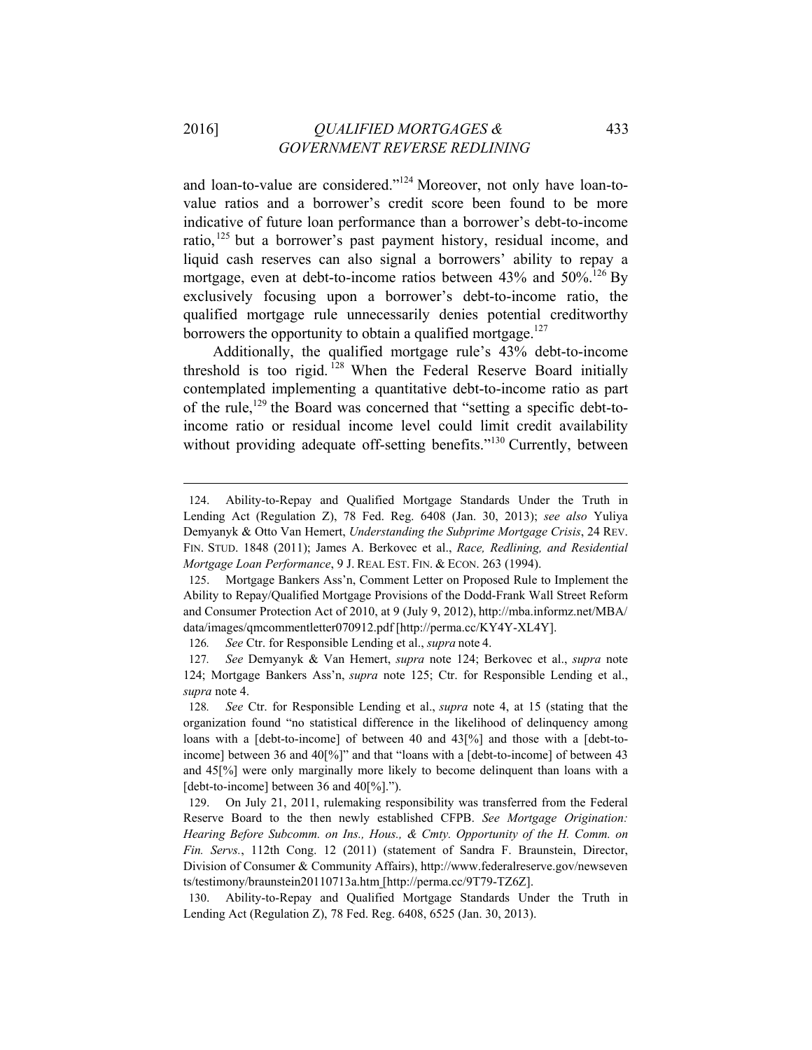and loan-to-value are considered."[124] Moreover, not only have loan-to-value ratios and a borrower's credit score been found to be more indicative of future loan performance than a borrower's debt-to-income ratio,[125] but a borrower's past payment history, residual income, and liquid cash reserves can also signal a borrowers' ability to repay a mortgage, even at debt-to-income ratios between 43% and 50%.[126] By exclusively focusing upon a borrower's debt-to-income ratio, the qualified mortgage rule unnecessarily denies potential creditworthy borrowers the opportunity to obtain a qualified mortgage.[127]

Additionally, the qualified mortgage rule's 43% debt-to-income threshold is too rigid.[128] When the Federal Reserve Board initially contemplated implementing a quantitative debt-to-income ratio as part of the rule,[129] the Board was concerned that "setting a specific debt-to-income ratio or residual income level could limit credit availability without providing adequate off-setting benefits."[130] Currently, between

---

124. Ability-to-Repay and Qualified Mortgage Standards Under the Truth in Lending Act (Regulation Z), 78 Fed. Reg. 6408 (Jan. 30, 2013); *see also* Yuliya Demyanyk & Otto Van Hemert, *Understanding the Subprime Mortgage Crisis*, 24 REV. FIN. STUD. 1848 (2011); James A. Berkovec et al., *Race, Redlining, and Residential Mortgage Loan Performance*, 9 J. REAL EST. FIN. & ECON. 263 (1994).

125. Mortgage Bankers Ass'n, Comment Letter on Proposed Rule to Implement the Ability to Repay/Qualified Mortgage Provisions of the Dodd-Frank Wall Street Reform and Consumer Protection Act of 2010, at 9 (July 9, 2012), http://mba.informz.net/MBA/data/images/qmcommentletter070912.pdf [http://perma.cc/KY4Y-XL4Y].

126. *See* Ctr. for Responsible Lending et al., *supra* note 4.

127. *See* Demyanyk & Van Hemert, *supra* note 124; Berkovec et al., *supra* note 124; Mortgage Bankers Ass'n, *supra* note 125; Ctr. for Responsible Lending et al., *supra* note 4.

128. *See* Ctr. for Responsible Lending et al., *supra* note 4, at 15 (stating that the organization found "no statistical difference in the likelihood of delinquency among loans with a [debt-to-income] of between 40 and 43[%] and those with a [debt-to-income] between 36 and 40[%]" and that "loans with a [debt-to-income] of between 43 and 45[%] were only marginally more likely to become delinquent than loans with a [debt-to-income] between 36 and 40[%].").

129. On July 21, 2011, rulemaking responsibility was transferred from the Federal Reserve Board to the then newly established CFPB. *See Mortgage Origination: Hearing Before Subcomm. on Ins., Hous., & Cmty. Opportunity of the H. Comm. on Fin. Servs.*, 112th Cong. 12 (2011) (statement of Sandra F. Braunstein, Director, Division of Consumer & Community Affairs), http://www.federalreserve.gov/newsevents/testimony/braunstein20110713a.htm [http://perma.cc/9T79-TZ6Z].

130. Ability-to-Repay and Qualified Mortgage Standards Under the Truth in Lending Act (Regulation Z), 78 Fed. Reg. 6408, 6525 (Jan. 30, 2013).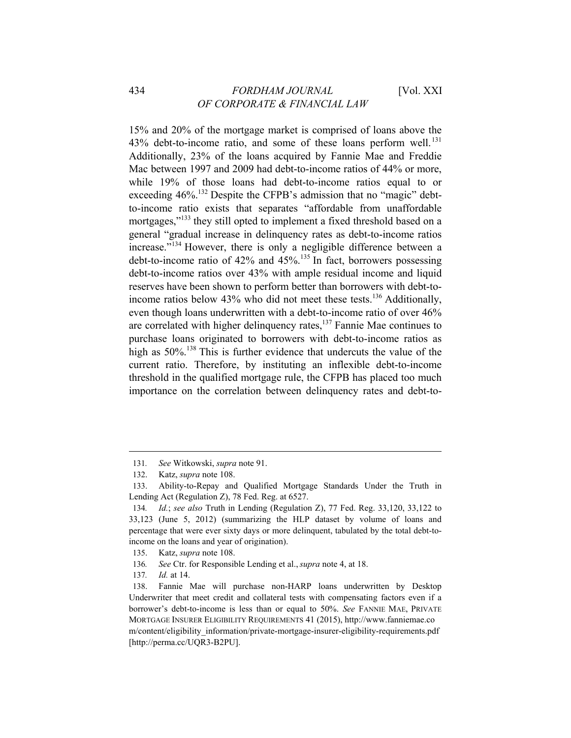15% and 20% of the mortgage market is comprised of loans above the 43% debt-to-income ratio, and some of these loans perform well.[131] Additionally, 23% of the loans acquired by Fannie Mae and Freddie Mac between 1997 and 2009 had debt-to-income ratios of 44% or more, while 19% of those loans had debt-to-income ratios equal to or exceeding 46%.[132] Despite the CFPB's admission that no "magic" debt-to-income ratio exists that separates "affordable from unaffordable mortgages,"[133] they still opted to implement a fixed threshold based on a general "gradual increase in delinquency rates as debt-to-income ratios increase."[134] However, there is only a negligible difference between a debt-to-income ratio of 42% and 45%.[135] In fact, borrowers possessing debt-to-income ratios over 43% with ample residual income and liquid reserves have been shown to perform better than borrowers with debt-to-income ratios below 43% who did not meet these tests.[136] Additionally, even though loans underwritten with a debt-to-income ratio of over 46% are correlated with higher delinquency rates,[137] Fannie Mae continues to purchase loans originated to borrowers with debt-to-income ratios as high as 50%.[138] This is further evidence that undercuts the value of the current ratio. Therefore, by instituting an inflexible debt-to-income threshold in the qualified mortgage rule, the CFPB has placed too much importance on the correlation between delinquency rates and debt-to-

---

131. *See* Witkowski, *supra* note 91.

132. Katz, *supra* note 108.

133. Ability-to-Repay and Qualified Mortgage Standards Under the Truth in Lending Act (Regulation Z), 78 Fed. Reg. at 6527.

134. *Id.*; *see also* Truth in Lending (Regulation Z), 77 Fed. Reg. 33,120, 33,122 to 33,123 (June 5, 2012) (summarizing the HLP dataset by volume of loans and percentage that were ever sixty days or more delinquent, tabulated by the total debt-to-income on the loans and year of origination).

135. Katz, *supra* note 108.

136. *See* Ctr. for Responsible Lending et al., *supra* note 4, at 18.

137. *Id.* at 14.

138. Fannie Mae will purchase non-HARP loans underwritten by Desktop Underwriter that meet credit and collateral tests with compensating factors even if a borrower's debt-to-income is less than or equal to 50%. *See* FANNIE MAE, PRIVATE MORTGAGE INSURER ELIGIBILITY REQUIREMENTS 41 (2015), http://www.fanniemae.com/content/eligibility_information/private-mortgage-insurer-eligibility-requirements.pdf [http://perma.cc/UQR3-B2PU].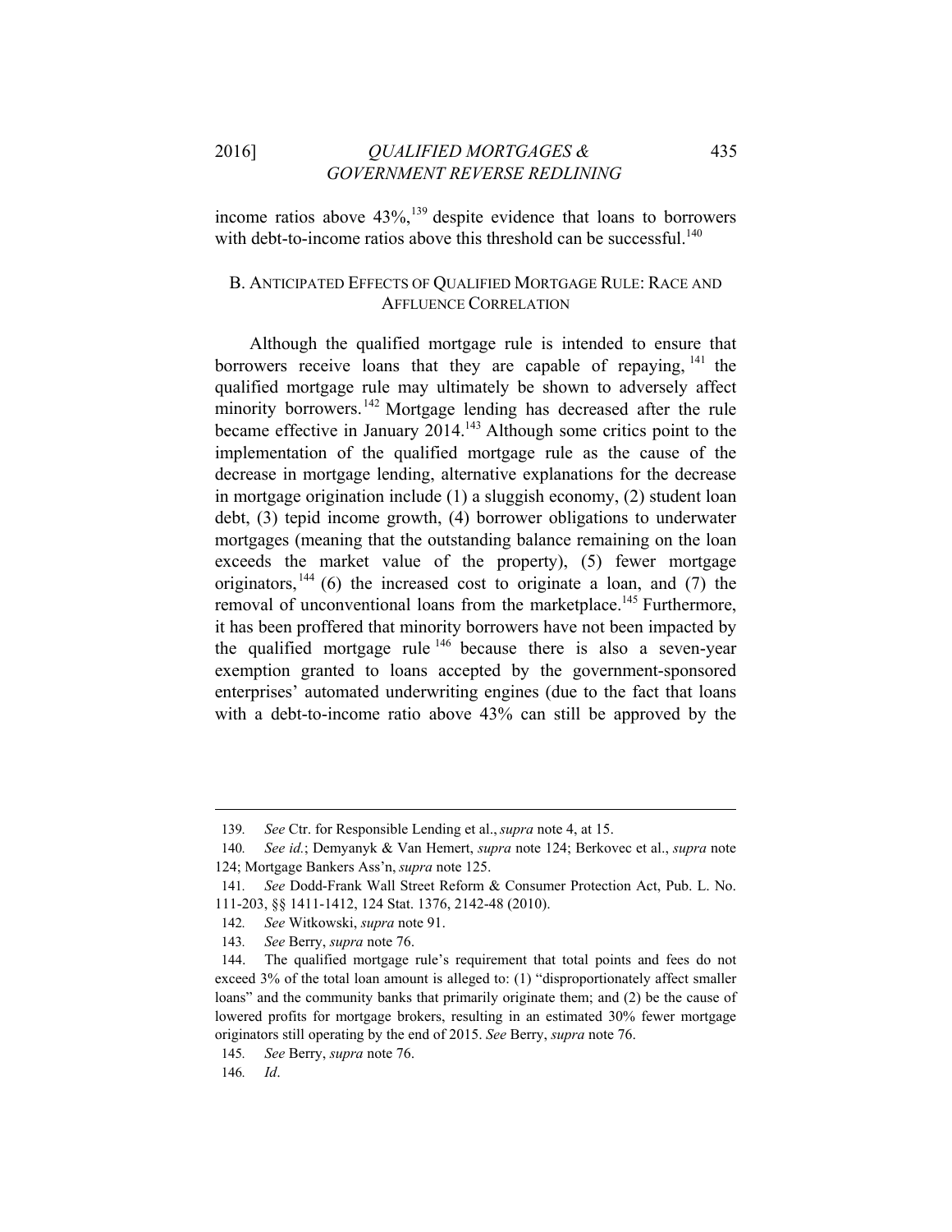income ratios above 43%,[139] despite evidence that loans to borrowers with debt-to-income ratios above this threshold can be successful.[140]

## B. ANTICIPATED EFFECTS OF QUALIFIED MORTGAGE RULE: RACE AND AFFLUENCE CORRELATION

Although the qualified mortgage rule is intended to ensure that borrowers receive loans that they are capable of repaying,[141] the qualified mortgage rule may ultimately be shown to adversely affect minority borrowers.[142] Mortgage lending has decreased after the rule became effective in January 2014.[143] Although some critics point to the implementation of the qualified mortgage rule as the cause of the decrease in mortgage lending, alternative explanations for the decrease in mortgage origination include (1) a sluggish economy, (2) student loan debt, (3) tepid income growth, (4) borrower obligations to underwater mortgages (meaning that the outstanding balance remaining on the loan exceeds the market value of the property), (5) fewer mortgage originators,[144] (6) the increased cost to originate a loan, and (7) the removal of unconventional loans from the marketplace.[145] Furthermore, it has been proffered that minority borrowers have not been impacted by the qualified mortgage rule[146] because there is also a seven-year exemption granted to loans accepted by the government-sponsored enterprises' automated underwriting engines (due to the fact that loans with a debt-to-income ratio above 43% can still be approved by the

---

139. *See* Ctr. for Responsible Lending et al., *supra* note 4, at 15.

140. *See id.*; Demyanyk & Van Hemert, *supra* note 124; Berkovec et al., *supra* note 124; Mortgage Bankers Ass'n, *supra* note 125.

141. *See* Dodd-Frank Wall Street Reform & Consumer Protection Act, Pub. L. No. 111-203, §§ 1411-1412, 124 Stat. 1376, 2142-48 (2010).

142. *See* Witkowski, *supra* note 91.

143. *See* Berry, *supra* note 76.

144. The qualified mortgage rule's requirement that total points and fees do not exceed 3% of the total loan amount is alleged to: (1) "disproportionately affect smaller loans" and the community banks that primarily originate them; and (2) be the cause of lowered profits for mortgage brokers, resulting in an estimated 30% fewer mortgage originators still operating by the end of 2015. *See* Berry, *supra* note 76.

145. *See* Berry, *supra* note 76.

146. *Id*.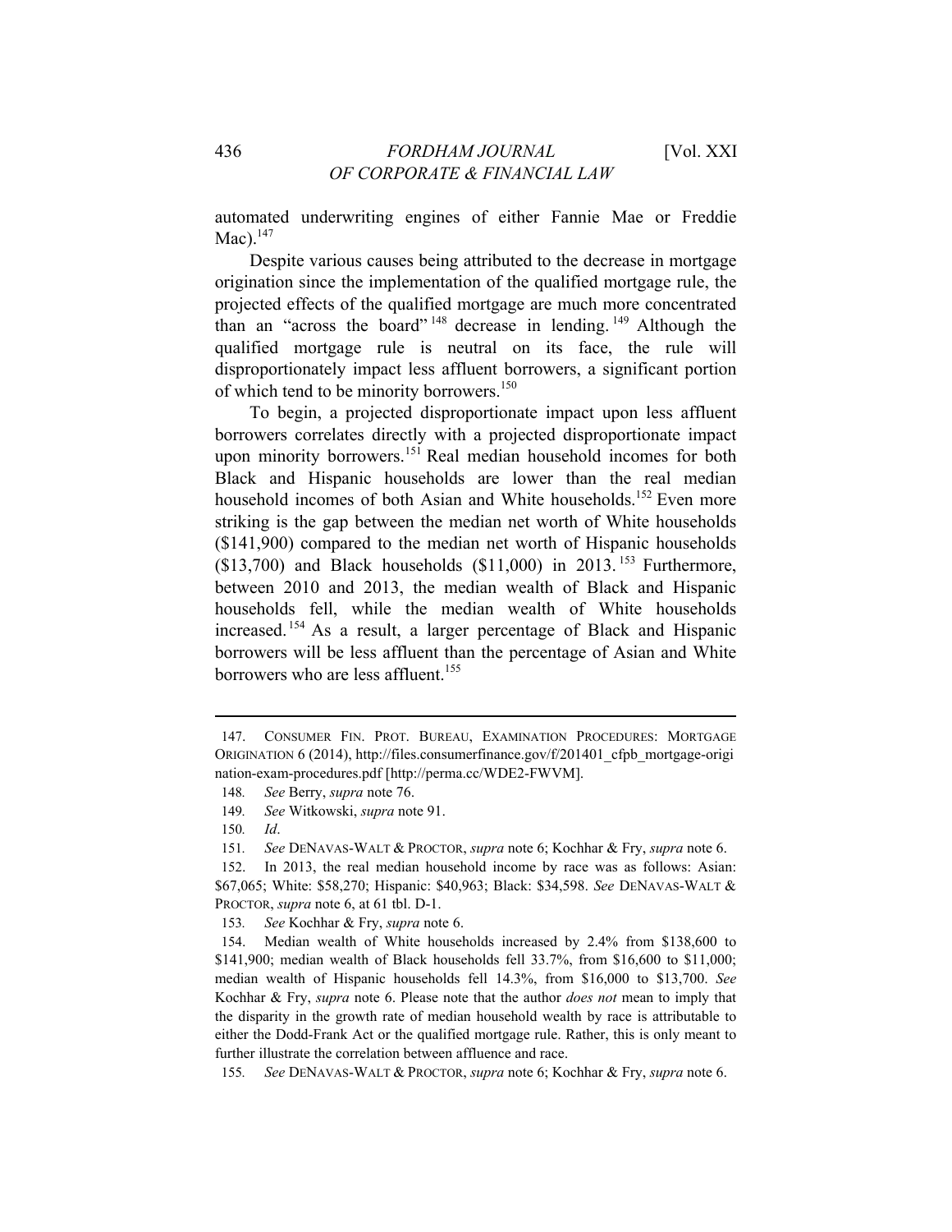automated underwriting engines of either Fannie Mae or Freddie Mac).[147]

Despite various causes being attributed to the decrease in mortgage origination since the implementation of the qualified mortgage rule, the projected effects of the qualified mortgage are much more concentrated than an "across the board"[148] decrease in lending.[149] Although the qualified mortgage rule is neutral on its face, the rule will disproportionately impact less affluent borrowers, a significant portion of which tend to be minority borrowers.[150]

To begin, a projected disproportionate impact upon less affluent borrowers correlates directly with a projected disproportionate impact upon minority borrowers.[151] Real median household incomes for both Black and Hispanic households are lower than the real median household incomes of both Asian and White households.[152] Even more striking is the gap between the median net worth of White households ($141,900) compared to the median net worth of Hispanic households ($13,700) and Black households ($11,000) in 2013.[153] Furthermore, between 2010 and 2013, the median wealth of Black and Hispanic households fell, while the median wealth of White households increased.[154] As a result, a larger percentage of Black and Hispanic borrowers will be less affluent than the percentage of Asian and White borrowers who are less affluent.[155]

---

147. CONSUMER FIN. PROT. BUREAU, EXAMINATION PROCEDURES: MORTGAGE ORIGINATION 6 (2014), http://files.consumerfinance.gov/f/201401_cfpb_mortgage-origination-exam-procedures.pdf [http://perma.cc/WDE2-FWVM].

148. *See* Berry, *supra* note 76.

149. *See* Witkowski, *supra* note 91.

150. *Id*.

151. *See* DENAVAS-WALT & PROCTOR, *supra* note 6; Kochhar & Fry, *supra* note 6.

152. In 2013, the real median household income by race was as follows: Asian: $67,065; White: $58,270; Hispanic: $40,963; Black: $34,598. *See* DENAVAS-WALT & PROCTOR, *supra* note 6, at 61 tbl. D-1.

153. *See* Kochhar & Fry, *supra* note 6.

154. Median wealth of White households increased by 2.4% from $138,600 to $141,900; median wealth of Black households fell 33.7%, from $16,600 to $11,000; median wealth of Hispanic households fell 14.3%, from $16,000 to $13,700. *See* Kochhar & Fry, *supra* note 6. Please note that the author *does not* mean to imply that the disparity in the growth rate of median household wealth by race is attributable to either the Dodd-Frank Act or the qualified mortgage rule. Rather, this is only meant to further illustrate the correlation between affluence and race.

155. *See* DENAVAS-WALT & PROCTOR, *supra* note 6; Kochhar & Fry, *supra* note 6.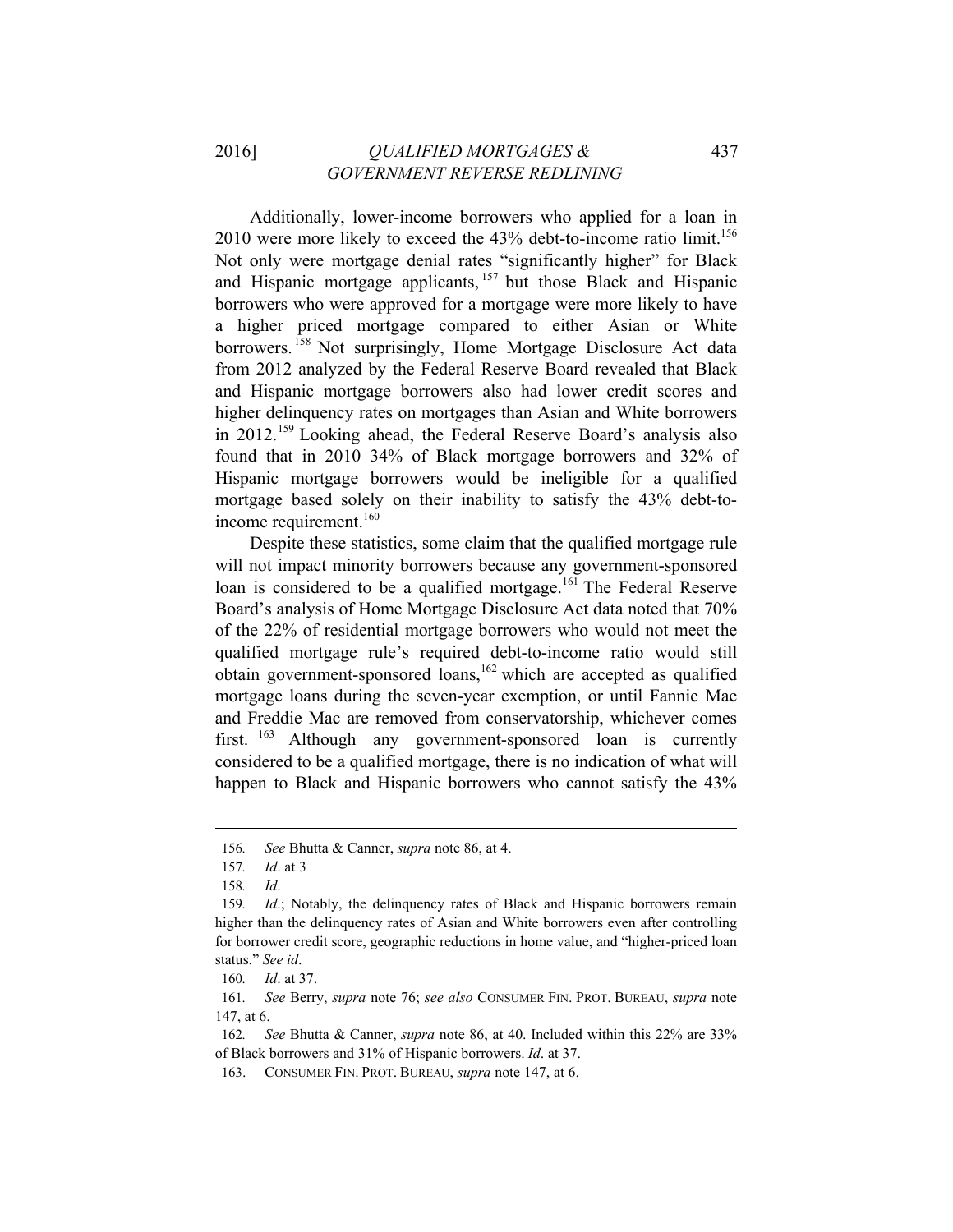Additionally, lower-income borrowers who applied for a loan in 2010 were more likely to exceed the 43% debt-to-income ratio limit.[156] Not only were mortgage denial rates "significantly higher" for Black and Hispanic mortgage applicants,[157] but those Black and Hispanic borrowers who were approved for a mortgage were more likely to have a higher priced mortgage compared to either Asian or White borrowers.[158] Not surprisingly, Home Mortgage Disclosure Act data from 2012 analyzed by the Federal Reserve Board revealed that Black and Hispanic mortgage borrowers also had lower credit scores and higher delinquency rates on mortgages than Asian and White borrowers in 2012.[159] Looking ahead, the Federal Reserve Board's analysis also found that in 2010 34% of Black mortgage borrowers and 32% of Hispanic mortgage borrowers would be ineligible for a qualified mortgage based solely on their inability to satisfy the 43% debt-to-income requirement.[160]

Despite these statistics, some claim that the qualified mortgage rule will not impact minority borrowers because any government-sponsored loan is considered to be a qualified mortgage.[161] The Federal Reserve Board's analysis of Home Mortgage Disclosure Act data noted that 70% of the 22% of residential mortgage borrowers who would not meet the qualified mortgage rule's required debt-to-income ratio would still obtain government-sponsored loans,[162] which are accepted as qualified mortgage loans during the seven-year exemption, or until Fannie Mae and Freddie Mac are removed from conservatorship, whichever comes first.[163] Although any government-sponsored loan is currently considered to be a qualified mortgage, there is no indication of what will happen to Black and Hispanic borrowers who cannot satisfy the 43%

---

156. *See* Bhutta & Canner, *supra* note 86, at 4.

157. *Id*. at 3

158. *Id*.

159. *Id*.; Notably, the delinquency rates of Black and Hispanic borrowers remain higher than the delinquency rates of Asian and White borrowers even after controlling for borrower credit score, geographic reductions in home value, and "higher-priced loan status." *See id*.

160. *Id*. at 37.

161. *See* Berry, *supra* note 76; *see also* CONSUMER FIN. PROT. BUREAU, *supra* note 147, at 6.

162. *See* Bhutta & Canner, *supra* note 86, at 40. Included within this 22% are 33% of Black borrowers and 31% of Hispanic borrowers. *Id*. at 37.

163. CONSUMER FIN. PROT. BUREAU, *supra* note 147, at 6.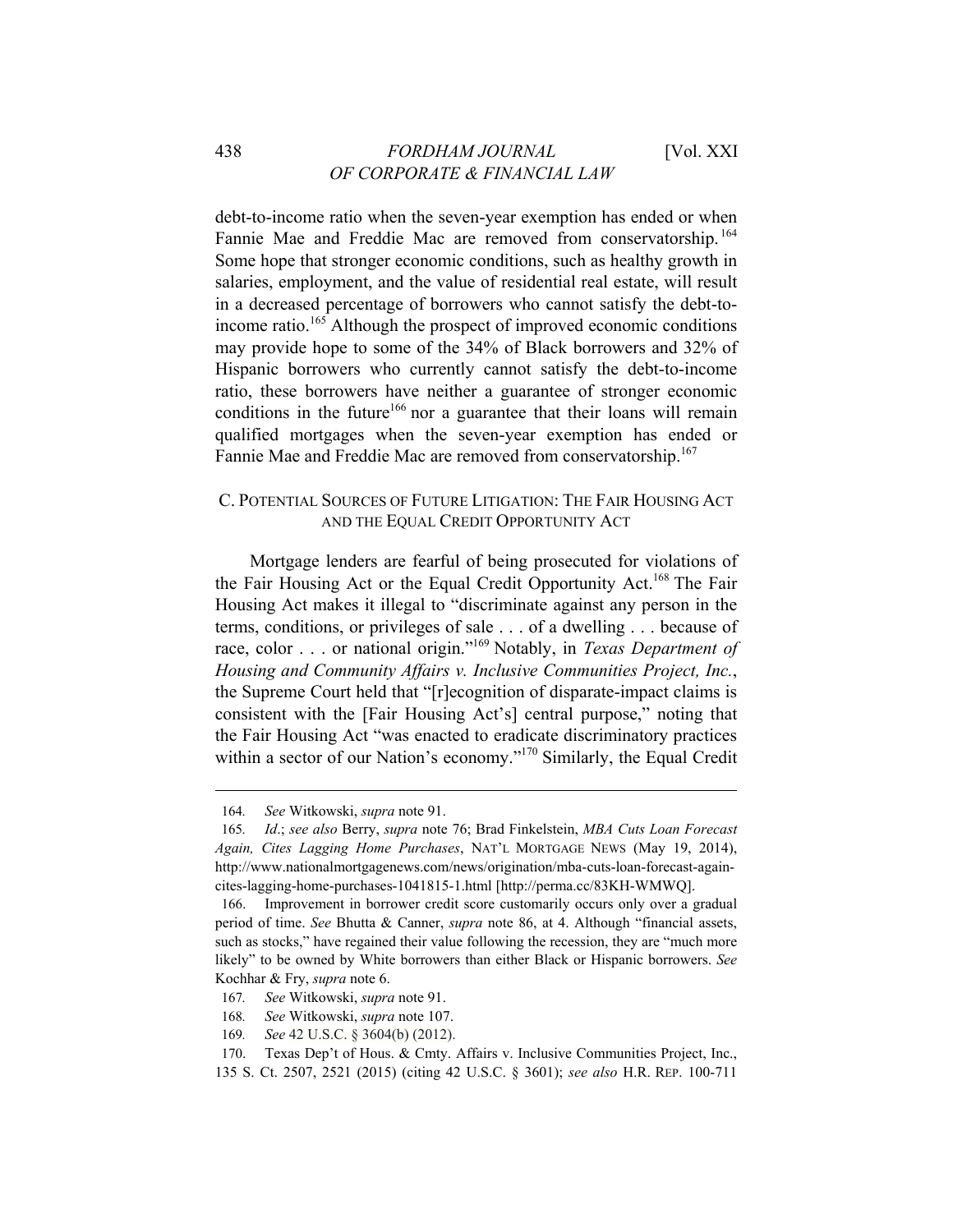debt-to-income ratio when the seven-year exemption has ended or when Fannie Mae and Freddie Mac are removed from conservatorship.[164] Some hope that stronger economic conditions, such as healthy growth in salaries, employment, and the value of residential real estate, will result in a decreased percentage of borrowers who cannot satisfy the debt-to-income ratio.[165] Although the prospect of improved economic conditions may provide hope to some of the 34% of Black borrowers and 32% of Hispanic borrowers who currently cannot satisfy the debt-to-income ratio, these borrowers have neither a guarantee of stronger economic conditions in the future[166] nor a guarantee that their loans will remain qualified mortgages when the seven-year exemption has ended or Fannie Mae and Freddie Mac are removed from conservatorship.[167]

### C. Potential Sources of Future Litigation: The Fair Housing Act and the Equal Credit Opportunity Act

Mortgage lenders are fearful of being prosecuted for violations of the Fair Housing Act or the Equal Credit Opportunity Act.[168] The Fair Housing Act makes it illegal to "discriminate against any person in the terms, conditions, or privileges of sale . . . of a dwelling . . . because of race, color . . . or national origin."[169] Notably, in *Texas Department of Housing and Community Affairs v. Inclusive Communities Project, Inc.*, the Supreme Court held that "[r]ecognition of disparate-impact claims is consistent with the [Fair Housing Act's] central purpose," noting that the Fair Housing Act "was enacted to eradicate discriminatory practices within a sector of our Nation's economy."[170] Similarly, the Equal Credit

---

164. *See* Witkowski, *supra* note 91.

165. *Id.*; *see also* Berry, *supra* note 76; Brad Finkelstein, *MBA Cuts Loan Forecast Again, Cites Lagging Home Purchases*, NAT'L MORTGAGE NEWS (May 19, 2014), http://www.nationalmortgagenews.com/news/origination/mba-cuts-loan-forecast-again-cites-lagging-home-purchases-1041815-1.html [http://perma.cc/83KH-WMWQ].

166. Improvement in borrower credit score customarily occurs only over a gradual period of time. *See* Bhutta & Canner, *supra* note 86, at 4. Although "financial assets, such as stocks," have regained their value following the recession, they are "much more likely" to be owned by White borrowers than either Black or Hispanic borrowers. *See* Kochhar & Fry, *supra* note 6.

167. *See* Witkowski, *supra* note 91.

168. *See* Witkowski, *supra* note 107.

169. *See* 42 U.S.C. § 3604(b) (2012).

170. Texas Dep't of Hous. & Cmty. Affairs v. Inclusive Communities Project, Inc., 135 S. Ct. 2507, 2521 (2015) (citing 42 U.S.C. § 3601); *see also* H.R. REP. 100-711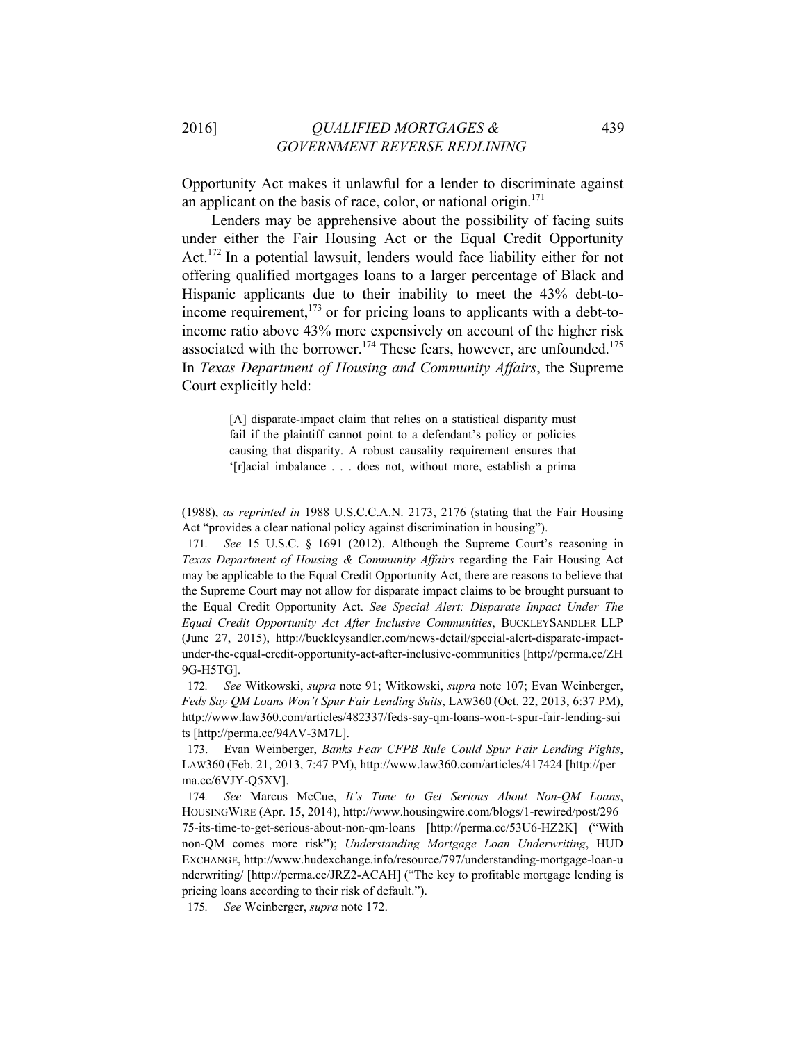Opportunity Act makes it unlawful for a lender to discriminate against an applicant on the basis of race, color, or national origin.[171]

Lenders may be apprehensive about the possibility of facing suits under either the Fair Housing Act or the Equal Credit Opportunity Act.[172] In a potential lawsuit, lenders would face liability either for not offering qualified mortgages loans to a larger percentage of Black and Hispanic applicants due to their inability to meet the 43% debt-to-income requirement,[173] or for pricing loans to applicants with a debt-to-income ratio above 43% more expensively on account of the higher risk associated with the borrower.[174] These fears, however, are unfounded.[175] In *Texas Department of Housing and Community Affairs*, the Supreme Court explicitly held:

> [A] disparate-impact claim that relies on a statistical disparity must fail if the plaintiff cannot point to a defendant's policy or policies causing that disparity. A robust causality requirement ensures that '[r]acial imbalance . . . does not, without more, establish a prima

---

(1988), *as reprinted in* 1988 U.S.C.C.A.N. 2173, 2176 (stating that the Fair Housing Act "provides a clear national policy against discrimination in housing").

171. *See* 15 U.S.C. § 1691 (2012). Although the Supreme Court's reasoning in *Texas Department of Housing & Community Affairs* regarding the Fair Housing Act may be applicable to the Equal Credit Opportunity Act, there are reasons to believe that the Supreme Court may not allow for disparate impact claims to be brought pursuant to the Equal Credit Opportunity Act. *See Special Alert: Disparate Impact Under The Equal Credit Opportunity Act After Inclusive Communities*, BUCKLEYSANDLER LLP (June 27, 2015), http://buckleysandler.com/news-detail/special-alert-disparate-impact-under-the-equal-credit-opportunity-act-after-inclusive-communities [http://perma.cc/ZH9G-H5TG].

172. *See* Witkowski, *supra* note 91; Witkowski, *supra* note 107; Evan Weinberger, *Feds Say QM Loans Won't Spur Fair Lending Suits*, LAW360 (Oct. 22, 2013, 6:37 PM), http://www.law360.com/articles/482337/feds-say-qm-loans-won-t-spur-fair-lending-suits [http://perma.cc/94AV-3M7L].

173. Evan Weinberger, *Banks Fear CFPB Rule Could Spur Fair Lending Fights*, LAW360 (Feb. 21, 2013, 7:47 PM), http://www.law360.com/articles/417424 [http://perma.cc/6VJY-Q5XV].

174. *See* Marcus McCue, *It's Time to Get Serious About Non-QM Loans*, HOUSINGWIRE (Apr. 15, 2014), http://www.housingwire.com/blogs/1-rewired/post/29675-its-time-to-get-serious-about-non-qm-loans [http://perma.cc/53U6-HZ2K] ("With non-QM comes more risk"); *Understanding Mortgage Loan Underwriting*, HUD EXCHANGE, http://www.hudexchange.info/resource/797/understanding-mortgage-loan-underwriting/ [http://perma.cc/JRZ2-ACAH] ("The key to profitable mortgage lending is pricing loans according to their risk of default.").

175. *See* Weinberger, *supra* note 172.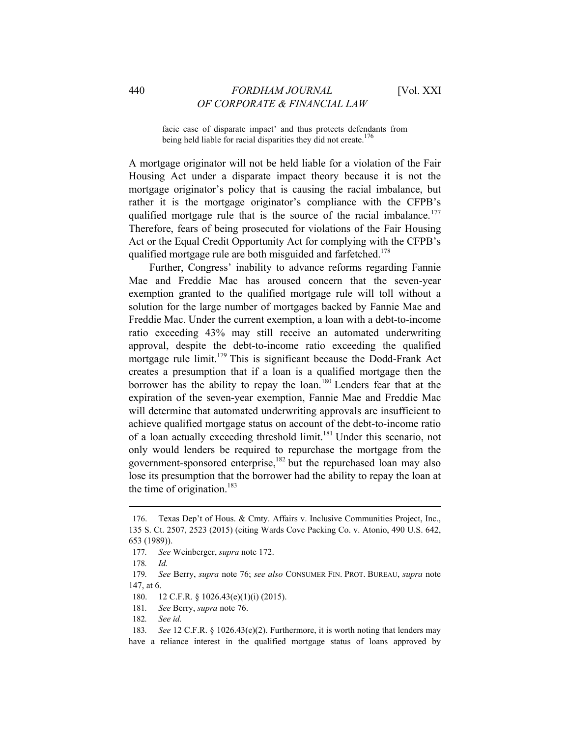> facie case of disparate impact' and thus protects defendants from being held liable for racial disparities they did not create.[176]

A mortgage originator will not be held liable for a violation of the Fair Housing Act under a disparate impact theory because it is not the mortgage originator's policy that is causing the racial imbalance, but rather it is the mortgage originator's compliance with the CFPB's qualified mortgage rule that is the source of the racial imbalance.[177] Therefore, fears of being prosecuted for violations of the Fair Housing Act or the Equal Credit Opportunity Act for complying with the CFPB's qualified mortgage rule are both misguided and farfetched.[178]

Further, Congress' inability to advance reforms regarding Fannie Mae and Freddie Mac has aroused concern that the seven-year exemption granted to the qualified mortgage rule will toll without a solution for the large number of mortgages backed by Fannie Mae and Freddie Mac. Under the current exemption, a loan with a debt-to-income ratio exceeding 43% may still receive an automated underwriting approval, despite the debt-to-income ratio exceeding the qualified mortgage rule limit.[179] This is significant because the Dodd-Frank Act creates a presumption that if a loan is a qualified mortgage then the borrower has the ability to repay the loan.[180] Lenders fear that at the expiration of the seven-year exemption, Fannie Mae and Freddie Mac will determine that automated underwriting approvals are insufficient to achieve qualified mortgage status on account of the debt-to-income ratio of a loan actually exceeding threshold limit.[181] Under this scenario, not only would lenders be required to repurchase the mortgage from the government-sponsored enterprise,[182] but the repurchased loan may also lose its presumption that the borrower had the ability to repay the loan at the time of origination.[183]

---

176. Texas Dep't of Hous. & Cmty. Affairs v. Inclusive Communities Project, Inc., 135 S. Ct. 2507, 2523 (2015) (citing Wards Cove Packing Co. v. Atonio, 490 U.S. 642, 653 (1989)).

177. *See* Weinberger, *supra* note 172.

178. *Id.*

179. *See* Berry, *supra* note 76; *see also* CONSUMER FIN. PROT. BUREAU, *supra* note 147, at 6.

180. 12 C.F.R. § 1026.43(e)(1)(i) (2015).

181. *See* Berry, *supra* note 76.

182. *See id.*

183. *See* 12 C.F.R. § 1026.43(e)(2). Furthermore, it is worth noting that lenders may have a reliance interest in the qualified mortgage status of loans approved by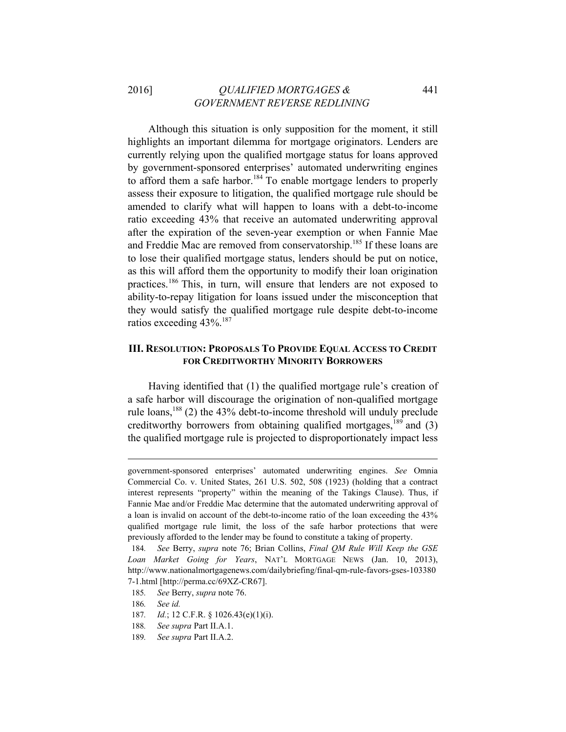Although this situation is only supposition for the moment, it still highlights an important dilemma for mortgage originators. Lenders are currently relying upon the qualified mortgage status for loans approved by government-sponsored enterprises' automated underwriting engines to afford them a safe harbor.[184] To enable mortgage lenders to properly assess their exposure to litigation, the qualified mortgage rule should be amended to clarify what will happen to loans with a debt-to-income ratio exceeding 43% that receive an automated underwriting approval after the expiration of the seven-year exemption or when Fannie Mae and Freddie Mac are removed from conservatorship.[185] If these loans are to lose their qualified mortgage status, lenders should be put on notice, as this will afford them the opportunity to modify their loan origination practices.[186] This, in turn, will ensure that lenders are not exposed to ability-to-repay litigation for loans issued under the misconception that they would satisfy the qualified mortgage rule despite debt-to-income ratios exceeding 43%.[187]

## III. RESOLUTION: PROPOSALS TO PROVIDE EQUAL ACCESS TO CREDIT FOR CREDITWORTHY MINORITY BORROWERS

Having identified that (1) the qualified mortgage rule's creation of a safe harbor will discourage the origination of non-qualified mortgage rule loans,[188] (2) the 43% debt-to-income threshold will unduly preclude creditworthy borrowers from obtaining qualified mortgages,[189] and (3) the qualified mortgage rule is projected to disproportionately impact less

---

government-sponsored enterprises' automated underwriting engines. *See* Omnia Commercial Co. v. United States, 261 U.S. 502, 508 (1923) (holding that a contract interest represents "property" within the meaning of the Takings Clause). Thus, if Fannie Mae and/or Freddie Mac determine that the automated underwriting approval of a loan is invalid on account of the debt-to-income ratio of the loan exceeding the 43% qualified mortgage rule limit, the loss of the safe harbor protections that were previously afforded to the lender may be found to constitute a taking of property.

184. *See* Berry, *supra* note 76; Brian Collins, *Final QM Rule Will Keep the GSE Loan Market Going for Years*, NAT'L MORTGAGE NEWS (Jan. 10, 2013), http://www.nationalmortgagenews.com/dailybriefing/final-qm-rule-favors-gses-1033807-1.html [http://perma.cc/69XZ-CR67].

185. *See* Berry, *supra* note 76.

186. *See id.*

187. *Id.*; 12 C.F.R. § 1026.43(e)(1)(i).

188. *See supra* Part II.A.1.

189. *See supra* Part II.A.2.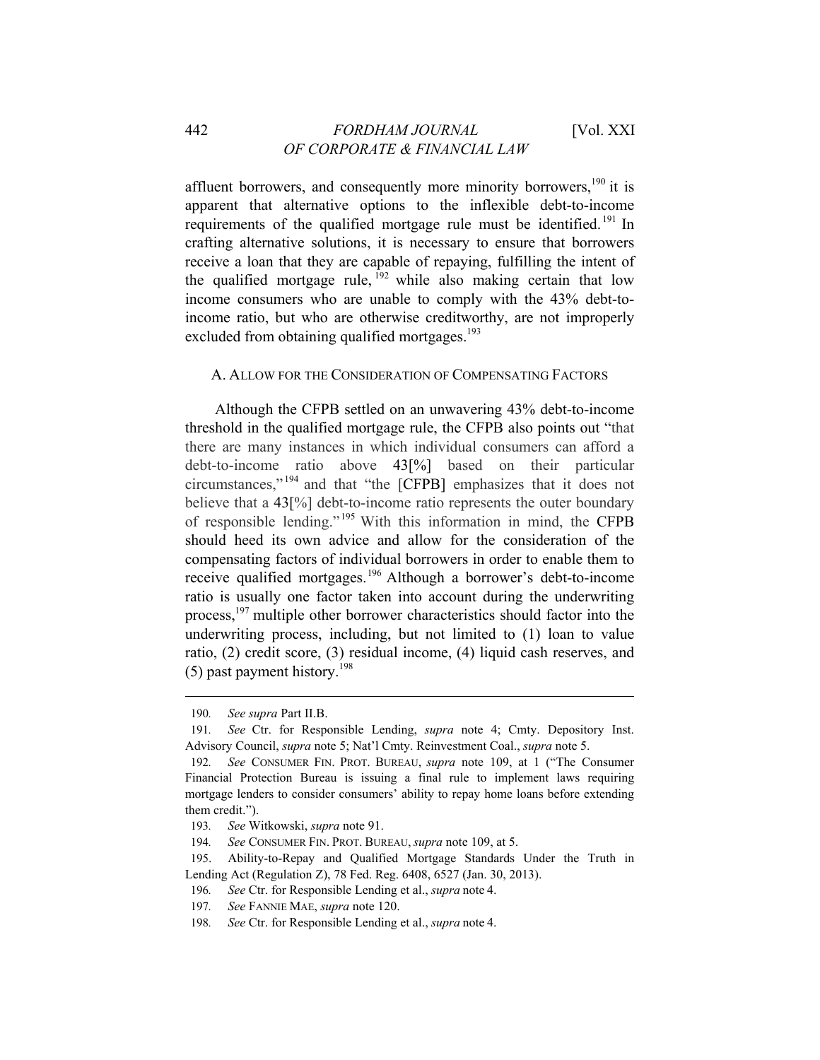affluent borrowers, and consequently more minority borrowers,[190] it is apparent that alternative options to the inflexible debt-to-income requirements of the qualified mortgage rule must be identified.[191] In crafting alternative solutions, it is necessary to ensure that borrowers receive a loan that they are capable of repaying, fulfilling the intent of the qualified mortgage rule,[192] while also making certain that low income consumers who are unable to comply with the 43% debt-to-income ratio, but who are otherwise creditworthy, are not improperly excluded from obtaining qualified mortgages.[193]

### A. ALLOW FOR THE CONSIDERATION OF COMPENSATING FACTORS

Although the CFPB settled on an unwavering 43% debt-to-income threshold in the qualified mortgage rule, the CFPB also points out "that there are many instances in which individual consumers can afford a debt-to-income ratio above 43[%] based on their particular circumstances,"[194] and that "the [CFPB] emphasizes that it does not believe that a 43[%] debt-to-income ratio represents the outer boundary of responsible lending."[195] With this information in mind, the CFPB should heed its own advice and allow for the consideration of the compensating factors of individual borrowers in order to enable them to receive qualified mortgages.[196] Although a borrower's debt-to-income ratio is usually one factor taken into account during the underwriting process,[197] multiple other borrower characteristics should factor into the underwriting process, including, but not limited to (1) loan to value ratio, (2) credit score, (3) residual income, (4) liquid cash reserves, and (5) past payment history.[198]

---

190. *See supra* Part II.B.

191. *See* Ctr. for Responsible Lending, *supra* note 4; Cmty. Depository Inst. Advisory Council, *supra* note 5; Nat'l Cmty. Reinvestment Coal., *supra* note 5.

192. *See* CONSUMER FIN. PROT. BUREAU, *supra* note 109, at 1 ("The Consumer Financial Protection Bureau is issuing a final rule to implement laws requiring mortgage lenders to consider consumers' ability to repay home loans before extending them credit.").

193. *See* Witkowski, *supra* note 91.

194. *See* CONSUMER FIN. PROT. BUREAU, *supra* note 109, at 5.

195. Ability-to-Repay and Qualified Mortgage Standards Under the Truth in Lending Act (Regulation Z), 78 Fed. Reg. 6408, 6527 (Jan. 30, 2013).

196. *See* Ctr. for Responsible Lending et al., *supra* note 4.

197. *See* FANNIE MAE, *supra* note 120.

198. *See* Ctr. for Responsible Lending et al., *supra* note 4.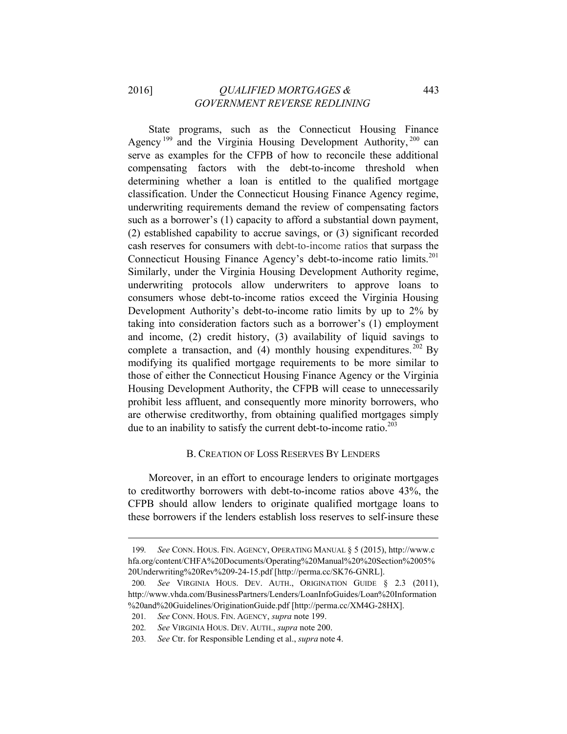State programs, such as the Connecticut Housing Finance Agency[199] and the Virginia Housing Development Authority,[200] can serve as examples for the CFPB of how to reconcile these additional compensating factors with the debt-to-income threshold when determining whether a loan is entitled to the qualified mortgage classification. Under the Connecticut Housing Finance Agency regime, underwriting requirements demand the review of compensating factors such as a borrower's (1) capacity to afford a substantial down payment, (2) established capability to accrue savings, or (3) significant recorded cash reserves for consumers with debt-to-income ratios that surpass the Connecticut Housing Finance Agency's debt-to-income ratio limits.[201] Similarly, under the Virginia Housing Development Authority regime, underwriting protocols allow underwriters to approve loans to consumers whose debt-to-income ratios exceed the Virginia Housing Development Authority's debt-to-income ratio limits by up to 2% by taking into consideration factors such as a borrower's (1) employment and income, (2) credit history, (3) availability of liquid savings to complete a transaction, and (4) monthly housing expenditures.[202] By modifying its qualified mortgage requirements to be more similar to those of either the Connecticut Housing Finance Agency or the Virginia Housing Development Authority, the CFPB will cease to unnecessarily prohibit less affluent, and consequently more minority borrowers, who are otherwise creditworthy, from obtaining qualified mortgages simply due to an inability to satisfy the current debt-to-income ratio.[203]

### B. Creation of Loss Reserves By Lenders

Moreover, in an effort to encourage lenders to originate mortgages to creditworthy borrowers with debt-to-income ratios above 43%, the CFPB should allow lenders to originate qualified mortgage loans to these borrowers if the lenders establish loss reserves to self-insure these

---

199. *See* CONN. HOUS. FIN. AGENCY, OPERATING MANUAL § 5 (2015), http://www.chfa.org/content/CHFA%20Documents/Operating%20Manual%20%20Section%2005%20Underwriting%20Rev%209-24-15.pdf [http://perma.cc/SK76-GNRL].

200. *See* VIRGINIA HOUS. DEV. AUTH., ORIGINATION GUIDE § 2.3 (2011), http://www.vhda.com/BusinessPartners/Lenders/LoanInfoGuides/Loan%20Information%20and%20Guidelines/OriginationGuide.pdf [http://perma.cc/XM4G-28HX].

201. *See* CONN. HOUS. FIN. AGENCY, *supra* note 199.

202. *See* VIRGINIA HOUS. DEV. AUTH., *supra* note 200.

203. *See* Ctr. for Responsible Lending et al., *supra* note 4.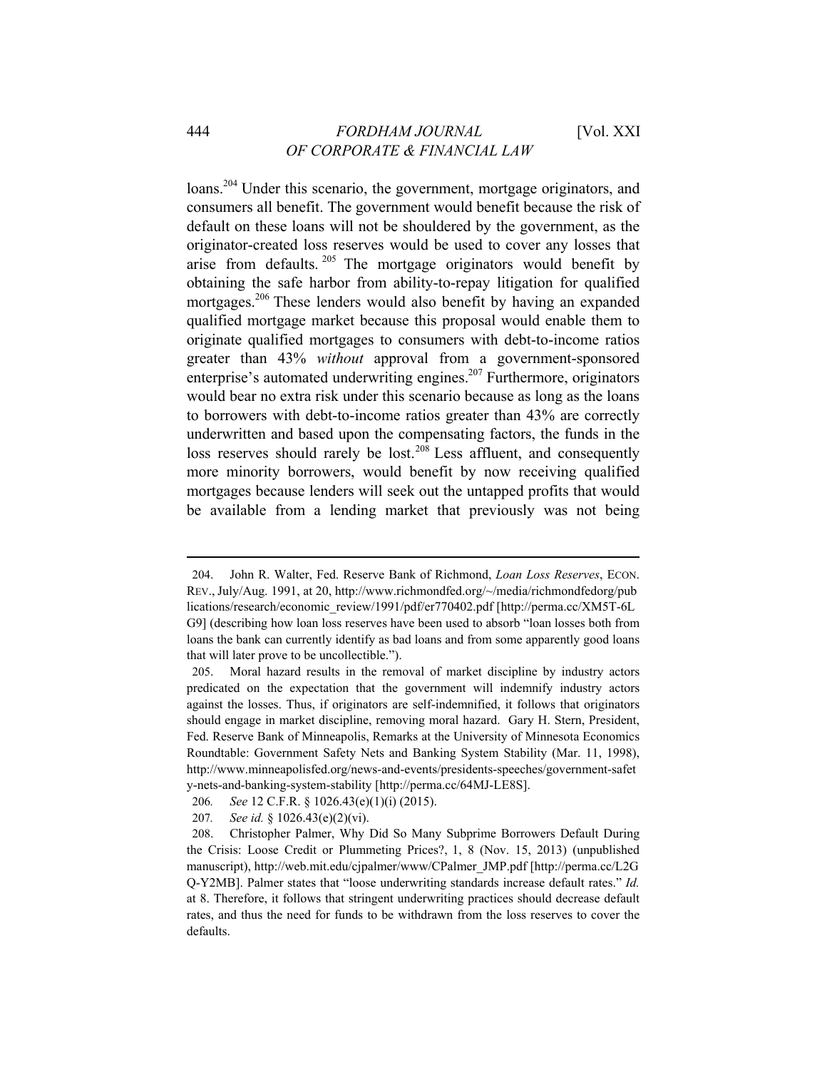loans.[204] Under this scenario, the government, mortgage originators, and consumers all benefit. The government would benefit because the risk of default on these loans will not be shouldered by the government, as the originator-created loss reserves would be used to cover any losses that arise from defaults.[205] The mortgage originators would benefit by obtaining the safe harbor from ability-to-repay litigation for qualified mortgages.[206] These lenders would also benefit by having an expanded qualified mortgage market because this proposal would enable them to originate qualified mortgages to consumers with debt-to-income ratios greater than 43% *without* approval from a government-sponsored enterprise's automated underwriting engines.[207] Furthermore, originators would bear no extra risk under this scenario because as long as the loans to borrowers with debt-to-income ratios greater than 43% are correctly underwritten and based upon the compensating factors, the funds in the loss reserves should rarely be lost.[208] Less affluent, and consequently more minority borrowers, would benefit by now receiving qualified mortgages because lenders will seek out the untapped profits that would be available from a lending market that previously was not being

---

204. John R. Walter, Fed. Reserve Bank of Richmond, *Loan Loss Reserves*, ECON. REV., July/Aug. 1991, at 20, http://www.richmondfed.org/~/media/richmondfedorg/publications/research/economic_review/1991/pdf/er770402.pdf [http://perma.cc/XM5T-6LG9] (describing how loan loss reserves have been used to absorb "loan losses both from loans the bank can currently identify as bad loans and from some apparently good loans that will later prove to be uncollectible.").

205. Moral hazard results in the removal of market discipline by industry actors predicated on the expectation that the government will indemnify industry actors against the losses. Thus, if originators are self-indemnified, it follows that originators should engage in market discipline, removing moral hazard. Gary H. Stern, President, Fed. Reserve Bank of Minneapolis, Remarks at the University of Minnesota Economics Roundtable: Government Safety Nets and Banking System Stability (Mar. 11, 1998), http://www.minneapolisfed.org/news-and-events/presidents-speeches/government-safety-nets-and-banking-system-stability [http://perma.cc/64MJ-LE8S].

206. *See* 12 C.F.R. § 1026.43(e)(1)(i) (2015).

207. *See id.* § 1026.43(e)(2)(vi).

208. Christopher Palmer, Why Did So Many Subprime Borrowers Default During the Crisis: Loose Credit or Plummeting Prices?, 1, 8 (Nov. 15, 2013) (unpublished manuscript), http://web.mit.edu/cjpalmer/www/CPalmer_JMP.pdf [http://perma.cc/L2GQ-Y2MB]. Palmer states that "loose underwriting standards increase default rates." *Id.* at 8. Therefore, it follows that stringent underwriting practices should decrease default rates, and thus the need for funds to be withdrawn from the loss reserves to cover the defaults.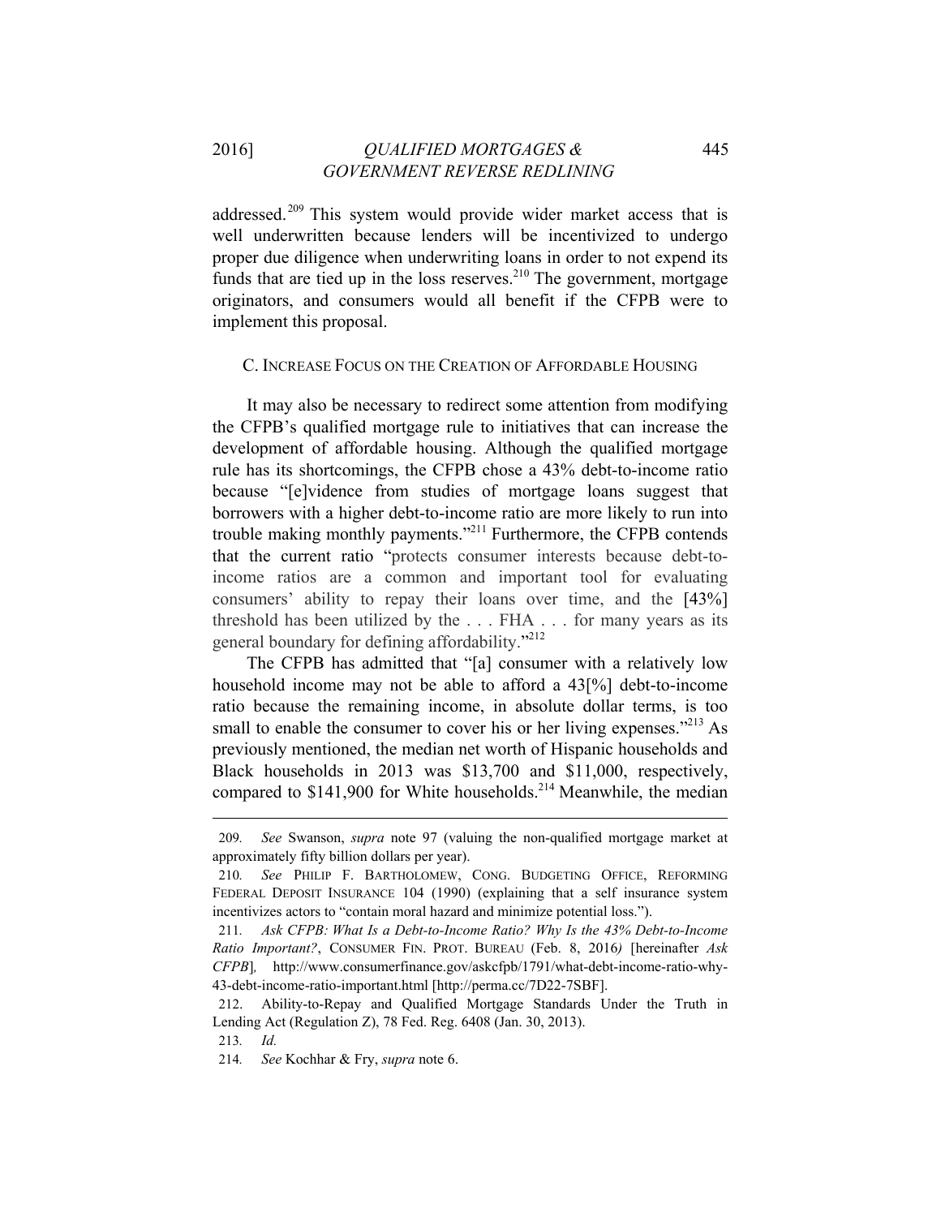addressed.[209] This system would provide wider market access that is well underwritten because lenders will be incentivized to undergo proper due diligence when underwriting loans in order to not expend its funds that are tied up in the loss reserves.[210] The government, mortgage originators, and consumers would all benefit if the CFPB were to implement this proposal.

### C. Increase Focus on the Creation of Affordable Housing

It may also be necessary to redirect some attention from modifying the CFPB's qualified mortgage rule to initiatives that can increase the development of affordable housing. Although the qualified mortgage rule has its shortcomings, the CFPB chose a 43% debt-to-income ratio because "[e]vidence from studies of mortgage loans suggest that borrowers with a higher debt-to-income ratio are more likely to run into trouble making monthly payments."[211] Furthermore, the CFPB contends that the current ratio "protects consumer interests because debt-to-income ratios are a common and important tool for evaluating consumers' ability to repay their loans over time, and the [43%] threshold has been utilized by the . . . FHA . . . for many years as its general boundary for defining affordability."[212]

The CFPB has admitted that "[a] consumer with a relatively low household income may not be able to afford a 43[%] debt-to-income ratio because the remaining income, in absolute dollar terms, is too small to enable the consumer to cover his or her living expenses."[213] As previously mentioned, the median net worth of Hispanic households and Black households in 2013 was $13,700 and $11,000, respectively, compared to $141,900 for White households.[214] Meanwhile, the median

---

209. *See* Swanson, *supra* note 97 (valuing the non-qualified mortgage market at approximately fifty billion dollars per year).

210. *See* Philip F. Bartholomew, Cong. Budgeting Office, Reforming Federal Deposit Insurance 104 (1990) (explaining that a self insurance system incentivizes actors to "contain moral hazard and minimize potential loss.").

211. *Ask CFPB: What Is a Debt-to-Income Ratio? Why Is the 43% Debt-to-Income Ratio Important?*, Consumer Fin. Prot. Bureau (Feb. 8, 2016) [hereinafter *Ask CFPB*], http://www.consumerfinance.gov/askcfpb/1791/what-debt-income-ratio-why-43-debt-income-ratio-important.html [http://perma.cc/7D22-7SBF].

212. Ability-to-Repay and Qualified Mortgage Standards Under the Truth in Lending Act (Regulation Z), 78 Fed. Reg. 6408 (Jan. 30, 2013).

213. *Id.*

214. *See* Kochhar & Fry, *supra* note 6.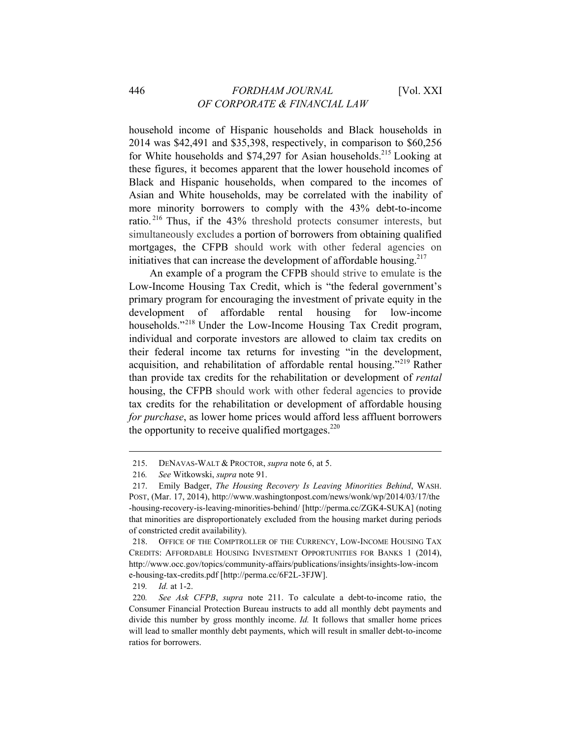household income of Hispanic households and Black households in 2014 was $42,491 and $35,398, respectively, in comparison to $60,256 for White households and $74,297 for Asian households.[215] Looking at these figures, it becomes apparent that the lower household incomes of Black and Hispanic households, when compared to the incomes of Asian and White households, may be correlated with the inability of more minority borrowers to comply with the 43% debt-to-income ratio.[216] Thus, if the 43% threshold protects consumer interests, but simultaneously excludes a portion of borrowers from obtaining qualified mortgages, the CFPB should work with other federal agencies on initiatives that can increase the development of affordable housing.[217]

An example of a program the CFPB should strive to emulate is the Low-Income Housing Tax Credit, which is "the federal government's primary program for encouraging the investment of private equity in the development of affordable rental housing for low-income households."[218] Under the Low-Income Housing Tax Credit program, individual and corporate investors are allowed to claim tax credits on their federal income tax returns for investing "in the development, acquisition, and rehabilitation of affordable rental housing."[219] Rather than provide tax credits for the rehabilitation or development of *rental* housing, the CFPB should work with other federal agencies to provide tax credits for the rehabilitation or development of affordable housing *for purchase*, as lower home prices would afford less affluent borrowers the opportunity to receive qualified mortgages.[220]

---

215. DENAVAS-WALT & PROCTOR, *supra* note 6, at 5.

216. *See* Witkowski, *supra* note 91.

217. Emily Badger, *The Housing Recovery Is Leaving Minorities Behind*, WASH. POST, (Mar. 17, 2014), http://www.washingtonpost.com/news/wonk/wp/2014/03/17/the-housing-recovery-is-leaving-minorities-behind/ [http://perma.cc/ZGK4-SUKA] (noting that minorities are disproportionately excluded from the housing market during periods of constricted credit availability).

218. OFFICE OF THE COMPTROLLER OF THE CURRENCY, LOW-INCOME HOUSING TAX CREDITS: AFFORDABLE HOUSING INVESTMENT OPPORTUNITIES FOR BANKS 1 (2014), http://www.occ.gov/topics/community-affairs/publications/insights/insights-low-income-housing-tax-credits.pdf [http://perma.cc/6F2L-3FJW].

219. *Id.* at 1-2.

220. *See Ask CFPB*, *supra* note 211. To calculate a debt-to-income ratio, the Consumer Financial Protection Bureau instructs to add all monthly debt payments and divide this number by gross monthly income. *Id.* It follows that smaller home prices will lead to smaller monthly debt payments, which will result in smaller debt-to-income ratios for borrowers.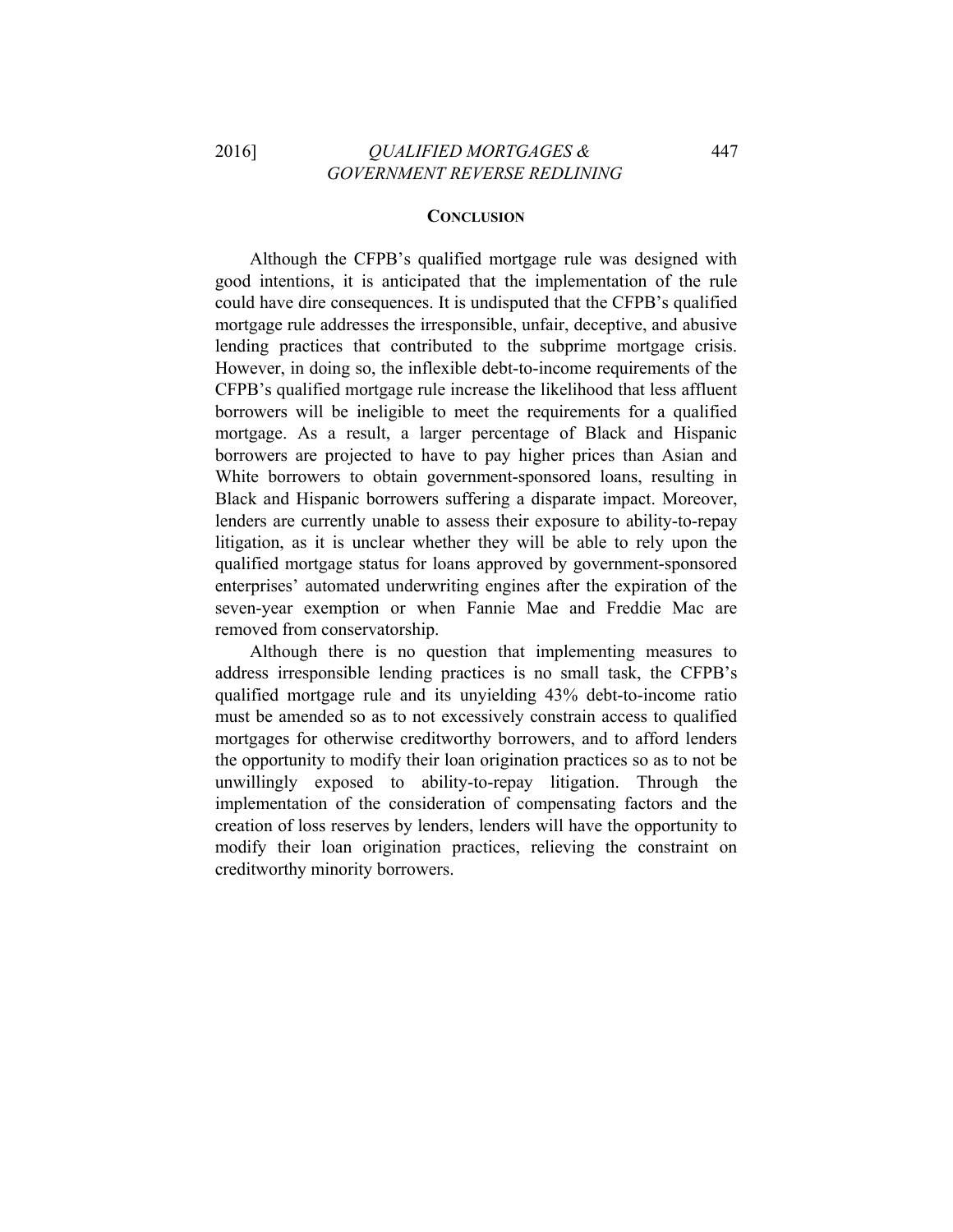## CONCLUSION

Although the CFPB's qualified mortgage rule was designed with good intentions, it is anticipated that the implementation of the rule could have dire consequences. It is undisputed that the CFPB's qualified mortgage rule addresses the irresponsible, unfair, deceptive, and abusive lending practices that contributed to the subprime mortgage crisis. However, in doing so, the inflexible debt-to-income requirements of the CFPB's qualified mortgage rule increase the likelihood that less affluent borrowers will be ineligible to meet the requirements for a qualified mortgage. As a result, a larger percentage of Black and Hispanic borrowers are projected to have to pay higher prices than Asian and White borrowers to obtain government-sponsored loans, resulting in Black and Hispanic borrowers suffering a disparate impact. Moreover, lenders are currently unable to assess their exposure to ability-to-repay litigation, as it is unclear whether they will be able to rely upon the qualified mortgage status for loans approved by government-sponsored enterprises' automated underwriting engines after the expiration of the seven-year exemption or when Fannie Mae and Freddie Mac are removed from conservatorship.

Although there is no question that implementing measures to address irresponsible lending practices is no small task, the CFPB's qualified mortgage rule and its unyielding 43% debt-to-income ratio must be amended so as to not excessively constrain access to qualified mortgages for otherwise creditworthy borrowers, and to afford lenders the opportunity to modify their loan origination practices so as to not be unwillingly exposed to ability-to-repay litigation. Through the implementation of the consideration of compensating factors and the creation of loss reserves by lenders, lenders will have the opportunity to modify their loan origination practices, relieving the constraint on creditworthy minority borrowers.